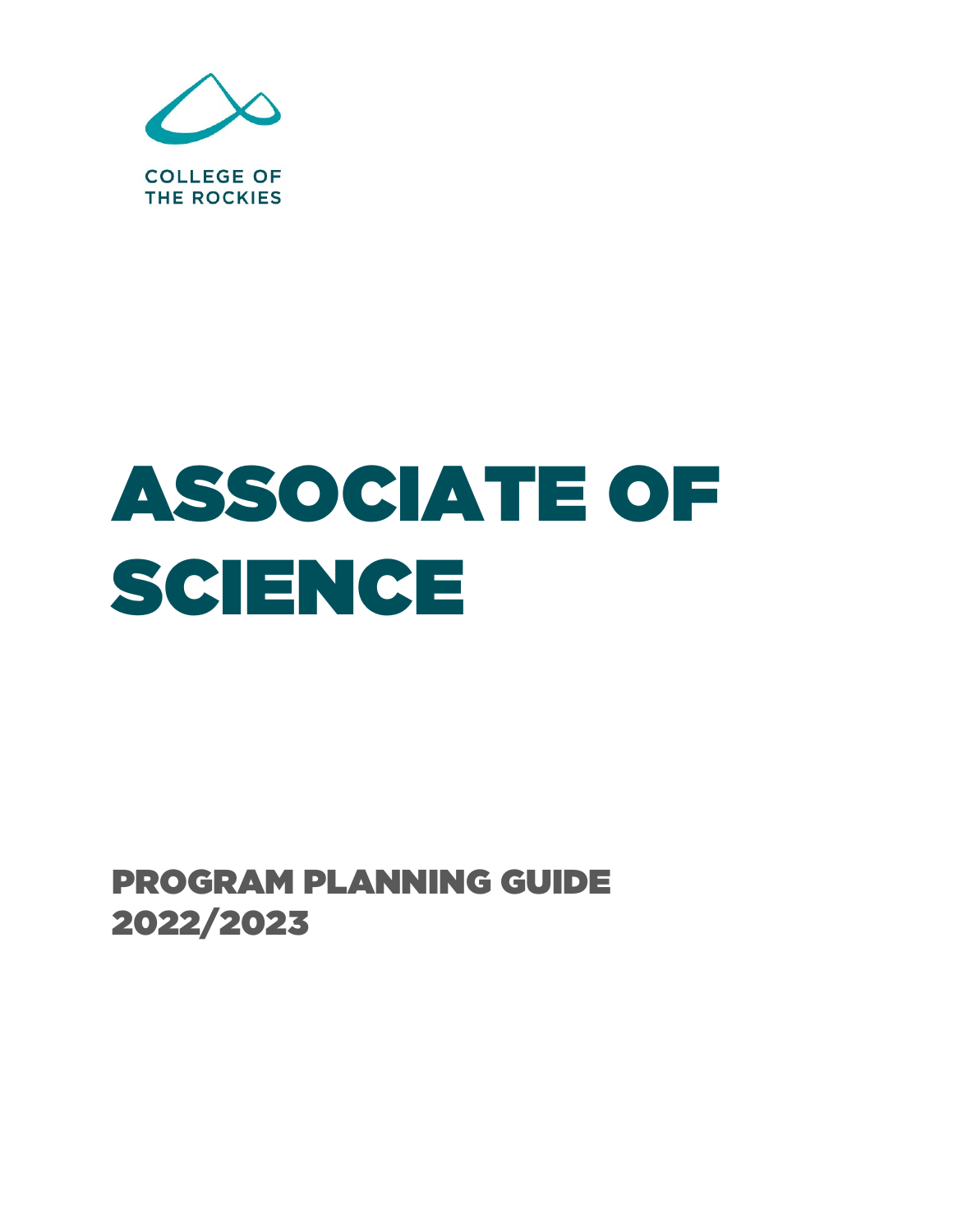COLLEGE OF
THE ROCKIES

# ASSOCIATE OF SCIENCE

## PROGRAM PLANNING GUIDE
## 2022/2023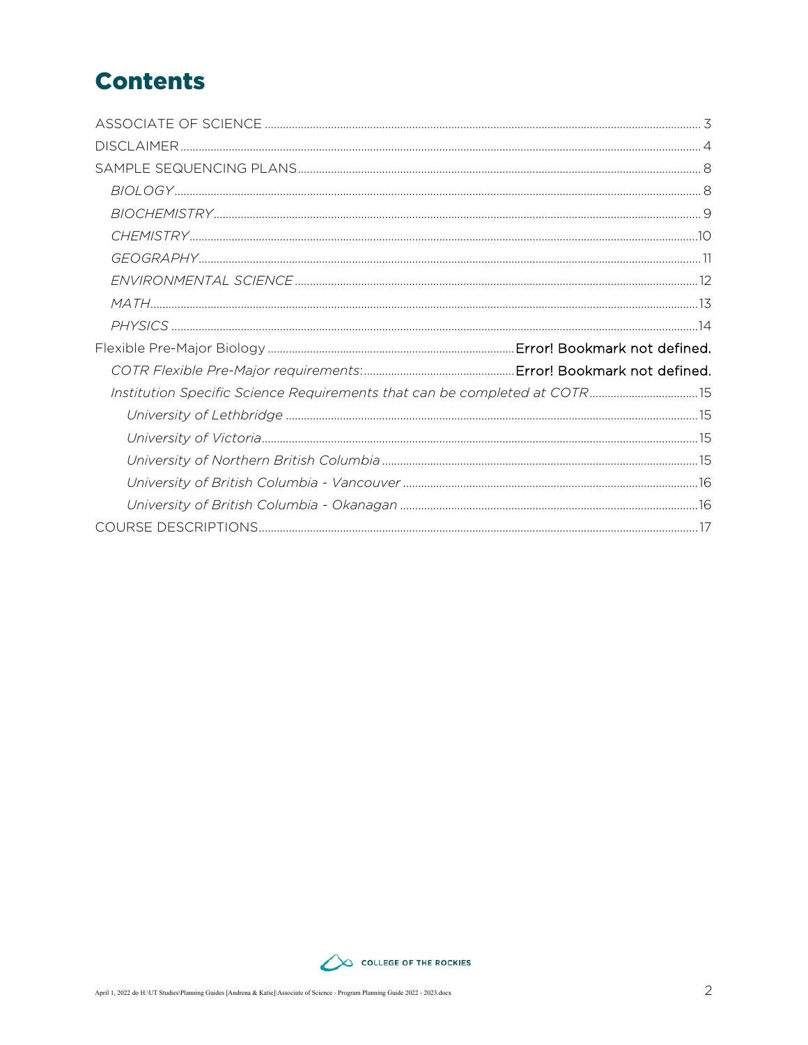# Contents

ASSOCIATE OF SCIENCE ..... 3
DISCLAIMER ..... 4
SAMPLE SEQUENCING PLANS ..... 8
- *BIOLOGY* ..... 8
- *BIOCHEMISTRY* ..... 9
- *CHEMISTRY* ..... 10
- *GEOGRAPHY* ..... 11
- *ENVIRONMENTAL SCIENCE* ..... 12
- *MATH* ..... 13
- *PHYSICS* ..... 14

Flexible Pre-Major Biology ..... Error! Bookmark not defined.
- *COTR Flexible Pre-Major requirements:* ..... Error! Bookmark not defined.
- *Institution Specific Science Requirements that can be completed at COTR* ..... 15
  - *University of Lethbridge* ..... 15
  - *University of Victoria* ..... 15
  - *University of Northern British Columbia* ..... 15
  - *University of British Columbia - Vancouver* ..... 16
  - *University of British Columbia - Okanagan* ..... 16

COURSE DESCRIPTIONS ..... 17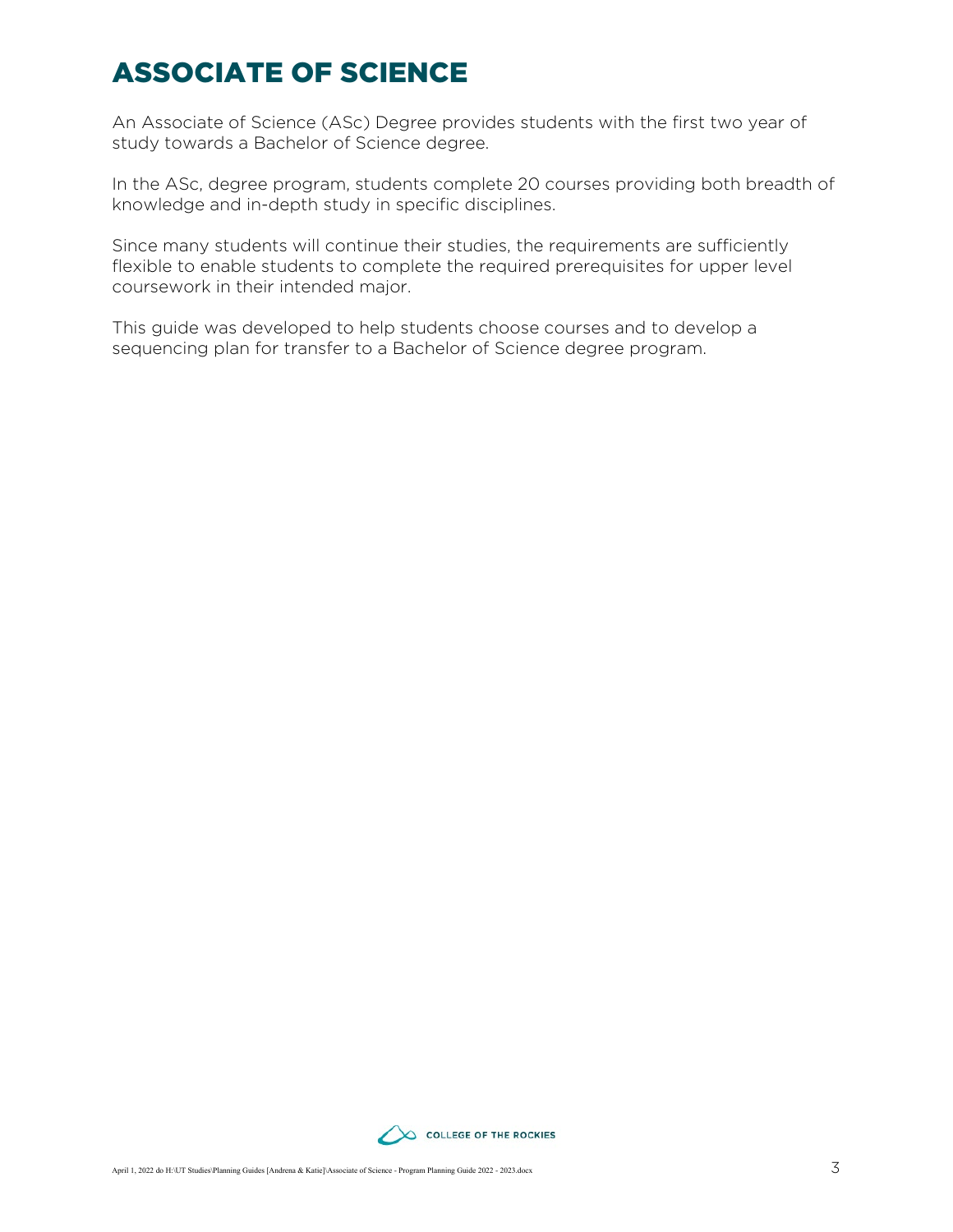# ASSOCIATE OF SCIENCE

An Associate of Science (ASc) Degree provides students with the first two year of study towards a Bachelor of Science degree.

In the ASc, degree program, students complete 20 courses providing both breadth of knowledge and in-depth study in specific disciplines.

Since many students will continue their studies, the requirements are sufficiently flexible to enable students to complete the required prerequisites for upper level coursework in their intended major.

This guide was developed to help students choose courses and to develop a sequencing plan for transfer to a Bachelor of Science degree program.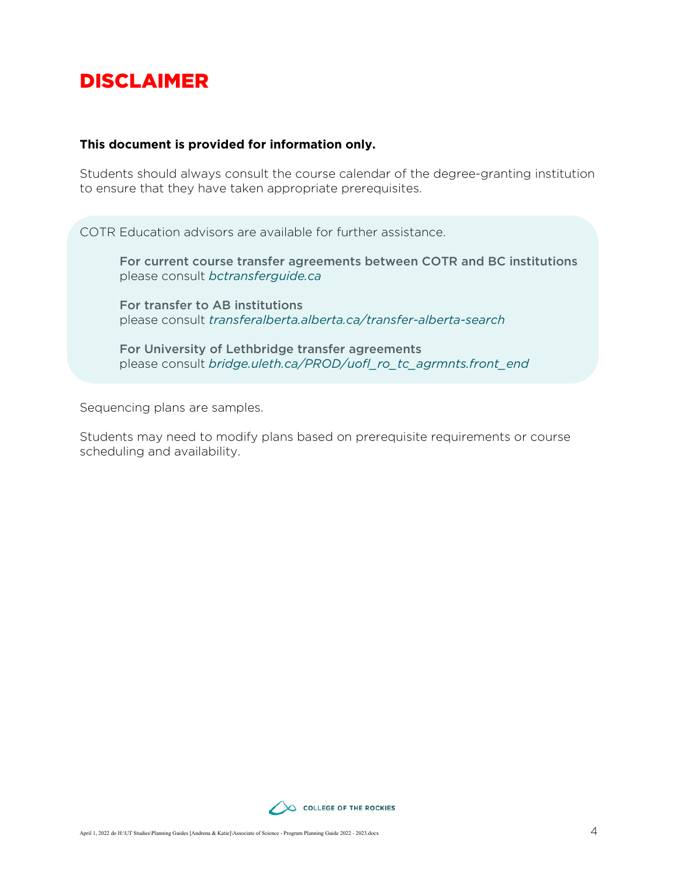# DISCLAIMER

**This document is provided for information only.**

Students should always consult the course calendar of the degree-granting institution to ensure that they have taken appropriate prerequisites.

COTR Education advisors are available for further assistance.

> **For current course transfer agreements between COTR and BC institutions**
> please consult *bctransferguide.ca*
>
> **For transfer to AB institutions**
> please consult *transferalberta.alberta.ca/transfer-alberta-search*
>
> **For University of Lethbridge transfer agreements**
> please consult *bridge.uleth.ca/PROD/uofl_ro_tc_agrmnts.front_end*

Sequencing plans are samples.

Students may need to modify plans based on prerequisite requirements or course scheduling and availability.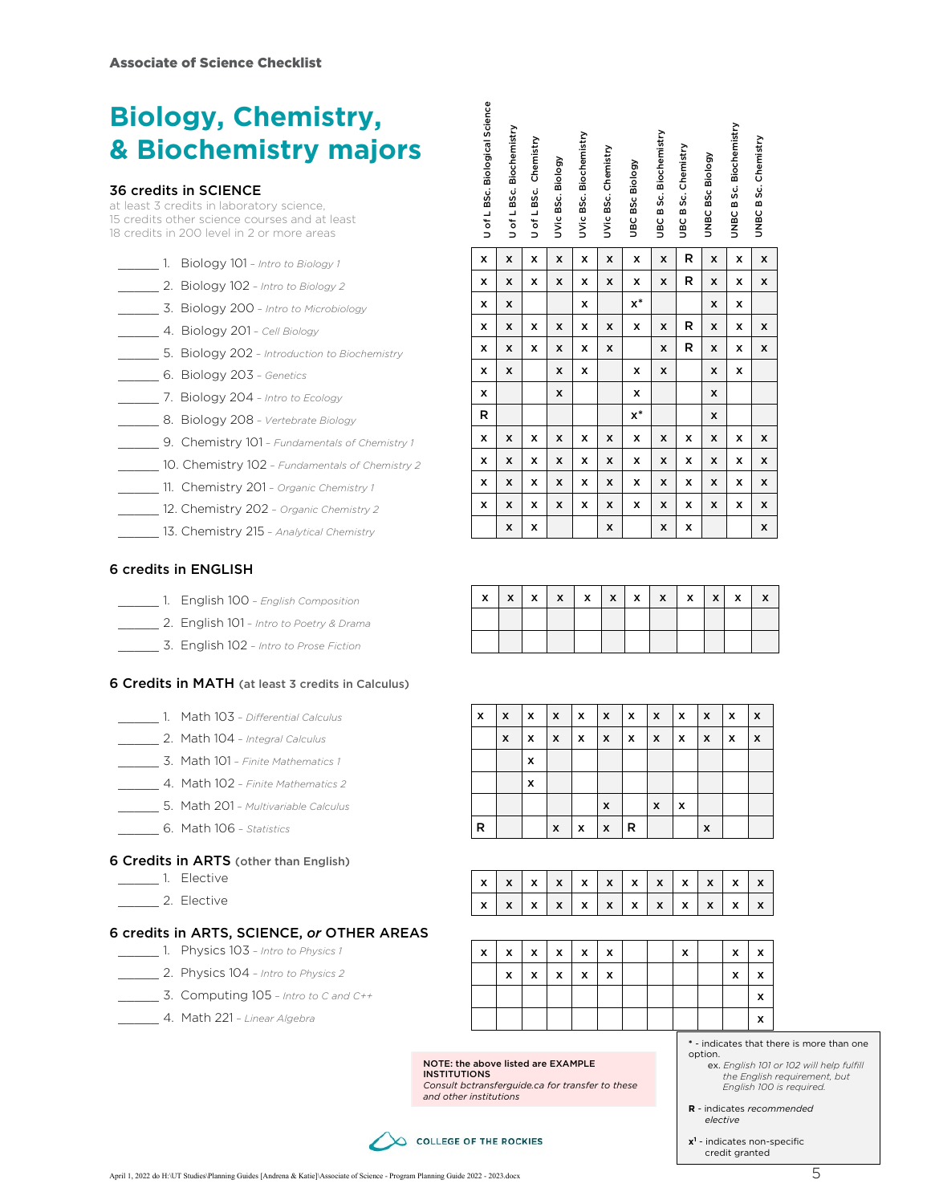Associate of Science Checklist

# Biology, Chemistry, & Biochemistry majors

### 36 credits in SCIENCE

at least 3 credits in laboratory science, 15 credits other science courses and at least 18 credits in 200 level in 2 or more areas

| Course | U of L BSc. Biological Science | U of L BSc. Biochemistry | U of L BSc. Chemistry | UVic BSc. Biology | UVic BSc. Biochemistry | UVic BSc. Chemistry | UBC BSc Biology | UBC B Sc. Biochemistry | UBC B Sc. Chemistry | UNBC BSc Biology | UNBC B Sc. Biochemistry | UNBC B Sc. Chemistry |
|---|---|---|---|---|---|---|---|---|---|---|---|---|
| ______ 1. Biology 101 – *Intro to Biology 1* | x | x | x | x | x | x | x | x | R | x | x | x |
| ______ 2. Biology 102 – *Intro to Biology 2* | x | x | x | x | x | x | x | x | R | x | x | x |
| ______ 3. Biology 200 – *Intro to Microbiology* | x | x | | | x | | x* | | | x | x | |
| ______ 4. Biology 201 – *Cell Biology* | x | x | x | x | x | x | x | x | R | x | x | x |
| ______ 5. Biology 202 – *Introduction to Biochemistry* | x | x | x | x | x | x | | x | R | x | x | x |
| ______ 6. Biology 203 – *Genetics* | x | x | | x | x | | x | x | | x | x | |
| ______ 7. Biology 204 – *Intro to Ecology* | x | | | x | | | x | | | x | | |
| ______ 8. Biology 208 – *Vertebrate Biology* | R | | | | | | x* | | | x | | |
| ______ 9. Chemistry 101 – *Fundamentals of Chemistry 1* | x | x | x | x | x | x | x | x | x | x | x | x |
| ______ 10. Chemistry 102 – *Fundamentals of Chemistry 2* | x | x | x | x | x | x | x | x | x | x | x | x |
| ______ 11. Chemistry 201 – *Organic Chemistry 1* | x | x | x | x | x | x | x | x | x | x | x | x |
| ______ 12. Chemistry 202 – *Organic Chemistry 2* | x | x | x | x | x | x | x | x | x | x | x | x |
| ______ 13. Chemistry 215 – *Analytical Chemistry* | | x | x | | | x | | x | x | | | x |

### 6 credits in ENGLISH

| Course | U of L BSc. Biological Science | U of L BSc. Biochemistry | U of L BSc. Chemistry | UVic BSc. Biology | UVic BSc. Biochemistry | UVic BSc. Chemistry | UBC BSc Biology | UBC B Sc. Biochemistry | UBC B Sc. Chemistry | UNBC BSc Biology | UNBC B Sc. Biochemistry | UNBC B Sc. Chemistry |
|---|---|---|---|---|---|---|---|---|---|---|---|---|
| ______ 1. English 100 – *English Composition* | x | x | x | x | x | x | x | x | x | x | x | x |
| ______ 2. English 101 – *Intro to Poetry & Drama* | | | | | | | | | | | | |
| ______ 3. English 102 – *Intro to Prose Fiction* | | | | | | | | | | | | |

### 6 Credits in MATH (at least 3 credits in Calculus)

| Course | U of L BSc. Biological Science | U of L BSc. Biochemistry | U of L BSc. Chemistry | UVic BSc. Biology | UVic BSc. Biochemistry | UVic BSc. Chemistry | UBC BSc Biology | UBC B Sc. Biochemistry | UBC B Sc. Chemistry | UNBC BSc Biology | UNBC B Sc. Biochemistry | UNBC B Sc. Chemistry |
|---|---|---|---|---|---|---|---|---|---|---|---|---|
| ______ 1. Math 103 – *Differential Calculus* | x | x | x | x | x | x | x | x | x | x | x | x |
| ______ 2. Math 104 – *Integral Calculus* | | x | x | x | x | x | x | x | x | x | x | x |
| ______ 3. Math 101 – *Finite Mathematics 1* | | | x | | | | | | | | | |
| ______ 4. Math 102 – *Finite Mathematics 2* | | | x | | | | | | | | | |
| ______ 5. Math 201 – *Multivariable Calculus* | | | | | | x | | x | x | | | |
| ______ 6. Math 106 – *Statistics* | R | | | x | x | x | R | | | x | | |

### 6 Credits in ARTS (other than English)

| Course | U of L BSc. Biological Science | U of L BSc. Biochemistry | U of L BSc. Chemistry | UVic BSc. Biology | UVic BSc. Biochemistry | UVic BSc. Chemistry | UBC BSc Biology | UBC B Sc. Biochemistry | UBC B Sc. Chemistry | UNBC BSc Biology | UNBC B Sc. Biochemistry | UNBC B Sc. Chemistry |
|---|---|---|---|---|---|---|---|---|---|---|---|---|
| ______ 1. Elective | x | x | x | x | x | x | x | x | x | x | x | x |
| ______ 2. Elective | x | x | x | x | x | x | x | x | x | x | x | x |

### 6 credits in ARTS, SCIENCE, *or* OTHER AREAS

| Course | U of L BSc. Biological Science | U of L BSc. Biochemistry | U of L BSc. Chemistry | UVic BSc. Biology | UVic BSc. Biochemistry | UVic BSc. Chemistry | UBC BSc Biology | UBC B Sc. Biochemistry | UBC B Sc. Chemistry | UNBC BSc Biology | UNBC B Sc. Biochemistry | UNBC B Sc. Chemistry |
|---|---|---|---|---|---|---|---|---|---|---|---|---|
| ______ 1. Physics 103 – *Intro to Physics 1* | x | x | x | x | x | x | | | x | | x | x |
| ______ 2. Physics 104 – *Intro to Physics 2* | | x | x | x | x | x | | | | | x | x |
| ______ 3. Computing 105 – *Intro to C and C++* | | | | | | | | | | | | x |
| ______ 4. Math 221 – *Linear Algebra* | | | | | | | | | | | | x |

**NOTE: the above listed are EXAMPLE INSTITUTIONS**
*Consult bctransferguide.ca for transfer to these and other institutions*

\* - indicates that there is more than one option.
ex. *English 101 or 102 will help fulfill the English requirement, but English 100 is required.*

**R** - indicates *recommended elective*

**x**[1] - indicates non-specific credit granted

COLLEGE OF THE ROCKIES

April 1, 2022 do H:\UT Studies\Planning Guides [Andrena & Katie]\Associate of Science - Program Planning Guide 2022 - 2023.docx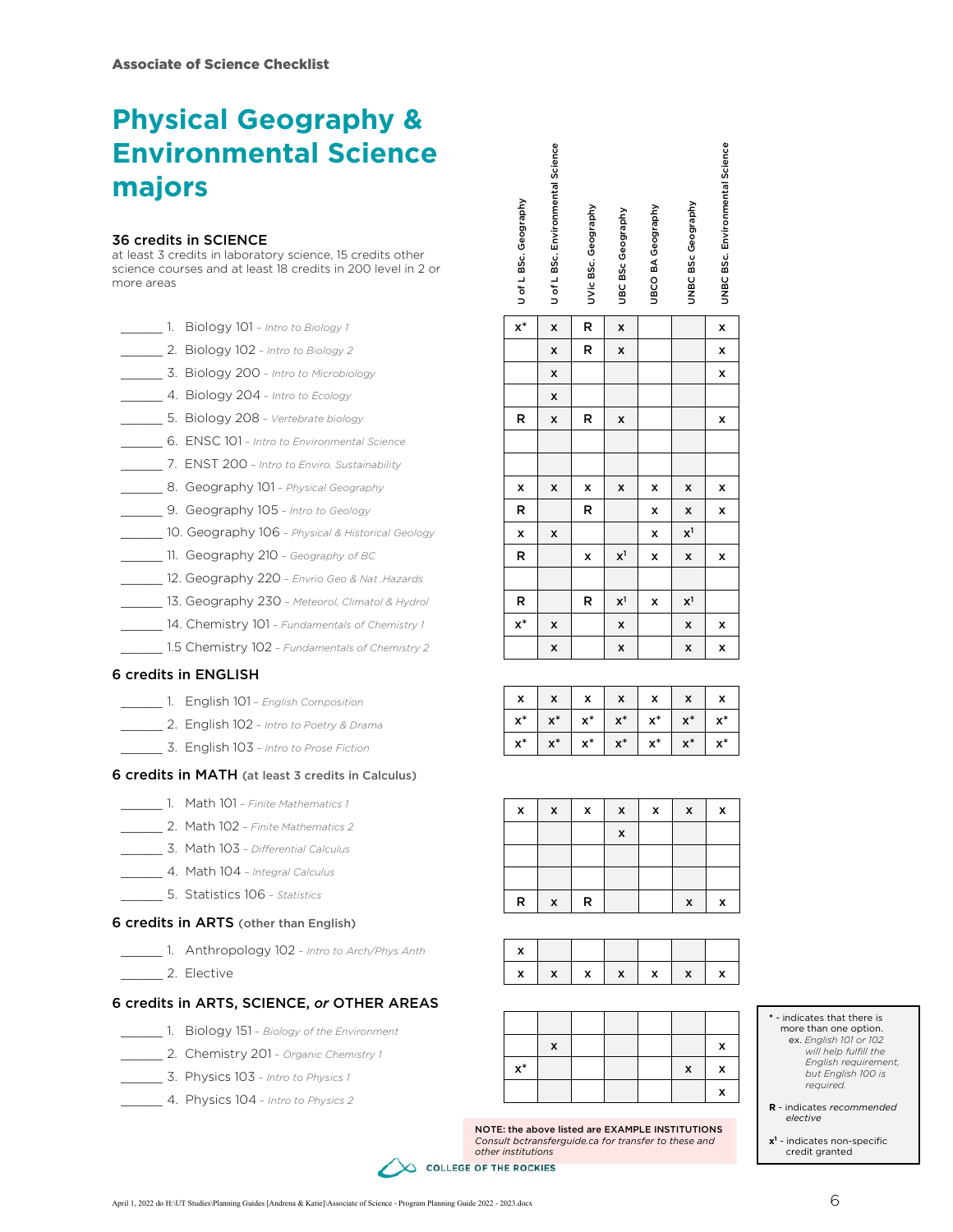Associate of Science Checklist

# Physical Geography & Environmental Science majors

| Course | U of L BSc. Geography | U of L BSc. Environmental Science | UVic BSc. Geography | UBC BSc Geography | UBCO BA Geography | UNBC BSc Geography | UNBC BSc. Environmental Science |
|---|---|---|---|---|---|---|---|
| **36 credits in SCIENCE** – at least 3 credits in laboratory science, 15 credits other science courses and at least 18 credits in 200 level in 2 or more areas | | | | | | | |
| ______ 1. Biology 101 – *Intro to Biology 1* | x* | x | R | x | | | x |
| ______ 2. Biology 102 – *Intro to Biology 2* | | x | R | x | | | x |
| ______ 3. Biology 200 – *Intro to Microbiology* | | x | | | | | x |
| ______ 4. Biology 204 – *Intro to Ecology* | | x | | | | | |
| ______ 5. Biology 208 – *Vertebrate biology* | R | x | R | x | | | x |
| ______ 6. ENSC 101 – *Intro to Environmental Science* | | | | | | | |
| ______ 7. ENST 200 – *Intro to Enviro. Sustainability* | | | | | | | |
| ______ 8. Geography 101 – *Physical Geography* | x | x | x | x | x | x | x |
| ______ 9. Geography 105 – *Intro to Geology* | R | | R | | x | x | x |
| ______ 10. Geography 106 – *Physical & Historical Geology* | x | x | | | x | x[1] | |
| ______ 11. Geography 210 – *Geography of BC* | R | | x | x[1] | x | x | x |
| ______ 12. Geography 220 – *Envrio Geo & Nat .Hazards* | | | | | | | |
| ______ 13. Geography 230 – *Meteorol, Climatol & Hydrol* | R | | R | x[1] | x | x[1] | |
| ______ 14. Chemistry 101 – *Fundamentals of Chemistry 1* | x* | x | | x | | x | x |
| ______ 1.5 Chemistry 102 – *Fundamentals of Chemistry 2* | | x | | x | | x | x |
| **6 credits in ENGLISH** | | | | | | | |
| ______ 1. English 101 – *English Composition* | x | x | x | x | x | x | x |
| ______ 2. English 102 – *Intro to Poetry & Drama* | x* | x* | x* | x* | x* | x* | x* |
| ______ 3. English 103 – *Intro to Prose Fiction* | x* | x* | x* | x* | x* | x* | x* |
| **6 credits in MATH (at least 3 credits in Calculus)** | | | | | | | |
| ______ 1. Math 101 – *Finite Mathematics 1* | x | x | x | x | x | x | x |
| ______ 2. Math 102 – *Finite Mathematics 2* | | | | x | | | |
| ______ 3. Math 103 – *Differential Calculus* | | | | | | | |
| ______ 4. Math 104 – *Integral Calculus* | | | | | | | |
| ______ 5. Statistics 106 – *Statistics* | R | x | R | | | x | x |
| **6 credits in ARTS (other than English)** | | | | | | | |
| ______ 1. Anthropology 102 – *Intro to Arch/Phys Anth* | x | | | | | | |
| ______ 2. Elective | x | x | x | x | x | x | x |
| **6 credits in ARTS, SCIENCE, *or* OTHER AREAS** | | | | | | | |
| ______ 1. Biology 151 – *Biology of the Environment* | | | | | | | |
| ______ 2. Chemistry 201 – *Organic Chemistry 1* | | x | | | | | x |
| ______ 3. Physics 103 – *Intro to Physics 1* | x* | | | | | x | x |
| ______ 4. Physics 104 – *Intro to Physics 2* | | | | | | | x |

**NOTE: the above listed are EXAMPLE INSTITUTIONS**
*Consult bctransferguide.ca for transfer to these and other institutions*

\* - indicates that there is more than one option. ex. *English 101 or 102 will help fulfill the English requirement, but English 100 is required.*

**R** - indicates *recommended elective*

**x[1]** - indicates non-specific credit granted

COLLEGE OF THE ROCKIES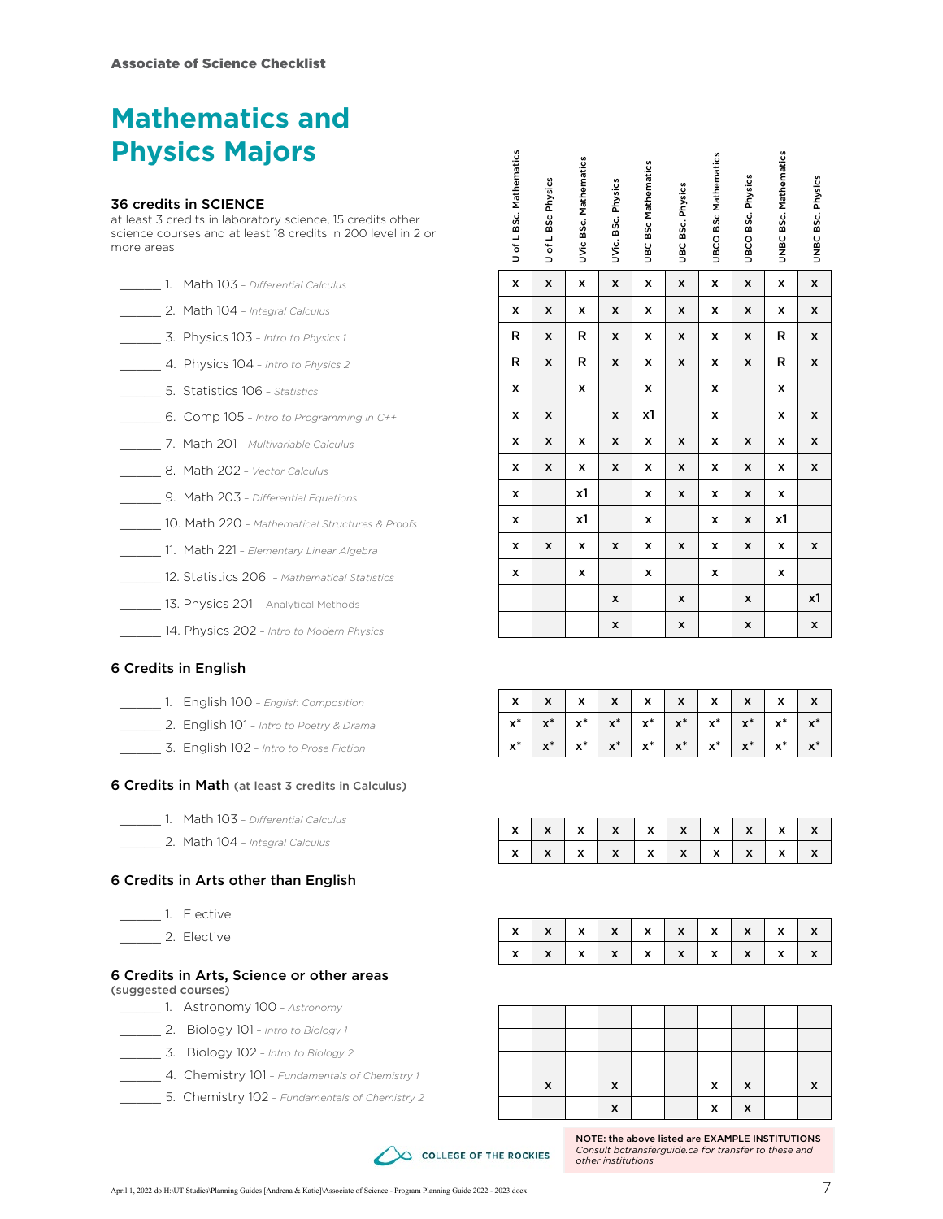Associate of Science Checklist

# Mathematics and Physics Majors

### 36 credits in SCIENCE

at least 3 credits in laboratory science, 15 credits other science courses and at least 18 credits in 200 level in 2 or more areas

| Course | U of L BSc. Mathematics | U of L BSc Physics | UVic BSc. Mathematics | UVic. BSc. Physics | UBC BSc Mathematics | UBC BSc. Physics | UBCO BSc Mathematics | UBCO BSc. Physics | UNBC BSc. Mathematics | UNBC BSc. Physics |
|---|---|---|---|---|---|---|---|---|---|---|
| ______ 1. Math 103 – *Differential Calculus* | x | x | x | x | x | x | x | x | x | x |
| ______ 2. Math 104 – *Integral Calculus* | x | x | x | x | x | x | x | x | x | x |
| ______ 3. Physics 103 – *Intro to Physics 1* | R | x | R | x | x | x | x | x | R | x |
| ______ 4. Physics 104 – *Intro to Physics 2* | R | x | R | x | x | x | x | x | R | x |
| ______ 5. Statistics 106 – *Statistics* | x | | x | | x | | x | | x | |
| ______ 6. Comp 105 – *Intro to Programming in C++* | x | x | | x | x1 | | x | | x | x |
| ______ 7. Math 201 – *Multivariable Calculus* | x | x | x | x | x | x | x | x | x | x |
| ______ 8. Math 202 – *Vector Calculus* | x | x | x | x | x | x | x | x | x | x |
| ______ 9. Math 203 – *Differential Equations* | x | | x1 | | x | x | x | x | x | |
| ______ 10. Math 220 – *Mathematical Structures & Proofs* | x | | x1 | | x | | x | x | x1 | |
| ______ 11. Math 221 – *Elementary Linear Algebra* | x | x | x | x | x | x | x | x | x | x |
| ______ 12. Statistics 206 – *Mathematical Statistics* | x | | x | | x | | x | | x | |
| ______ 13. Physics 201 – Analytical Methods | | | | x | | x | | x | | x1 |
| ______ 14. Physics 202 – *Intro to Modern Physics* | | | | x | | x | | x | | x |

### 6 Credits in English

| Course | U of L BSc. Mathematics | U of L BSc Physics | UVic BSc. Mathematics | UVic. BSc. Physics | UBC BSc Mathematics | UBC BSc. Physics | UBCO BSc Mathematics | UBCO BSc. Physics | UNBC BSc. Mathematics | UNBC BSc. Physics |
|---|---|---|---|---|---|---|---|---|---|---|
| ______ 1. English 100 – *English Composition* | x | x | x | x | x | x | x | x | x | x |
| ______ 2. English 101 – *Intro to Poetry & Drama* | x* | x* | x* | x* | x* | x* | x* | x* | x* | x* |
| ______ 3. English 102 – *Intro to Prose Fiction* | x* | x* | x* | x* | x* | x* | x* | x* | x* | x* |

### 6 Credits in Math (at least 3 credits in Calculus)

| Course | U of L BSc. Mathematics | U of L BSc Physics | UVic BSc. Mathematics | UVic. BSc. Physics | UBC BSc Mathematics | UBC BSc. Physics | UBCO BSc Mathematics | UBCO BSc. Physics | UNBC BSc. Mathematics | UNBC BSc. Physics |
|---|---|---|---|---|---|---|---|---|---|---|
| ______ 1. Math 103 – *Differential Calculus* | x | x | x | x | x | x | x | x | x | x |
| ______ 2. Math 104 – *Integral Calculus* | x | x | x | x | x | x | x | x | x | x |

### 6 Credits in Arts other than English

| Course | U of L BSc. Mathematics | U of L BSc Physics | UVic BSc. Mathematics | UVic. BSc. Physics | UBC BSc Mathematics | UBC BSc. Physics | UBCO BSc Mathematics | UBCO BSc. Physics | UNBC BSc. Mathematics | UNBC BSc. Physics |
|---|---|---|---|---|---|---|---|---|---|---|
| ______ 1. Elective | x | x | x | x | x | x | x | x | x | x |
| ______ 2. Elective | x | x | x | x | x | x | x | x | x | x |

### 6 Credits in Arts, Science or other areas

(suggested courses)

| Course | U of L BSc. Mathematics | U of L BSc Physics | UVic BSc. Mathematics | UVic. BSc. Physics | UBC BSc Mathematics | UBC BSc. Physics | UBCO BSc Mathematics | UBCO BSc. Physics | UNBC BSc. Mathematics | UNBC BSc. Physics |
|---|---|---|---|---|---|---|---|---|---|---|
| ______ 1. Astronomy 100 – *Astronomy* | | | | | | | | | | |
| ______ 2. Biology 101 – *Intro to Biology 1* | | | | | | | | | | |
| ______ 3. Biology 102 – *Intro to Biology 2* | | | | | | | | | | |
| ______ 4. Chemistry 101 – *Fundamentals of Chemistry 1* | | x | | x | | | x | x | | x |
| ______ 5. Chemistry 102 – *Fundamentals of Chemistry 2* | | | | x | | | x | x | | |

**NOTE: the above listed are EXAMPLE INSTITUTIONS**
*Consult bctransferguide.ca for transfer to these and other institutions*

COLLEGE OF THE ROCKIES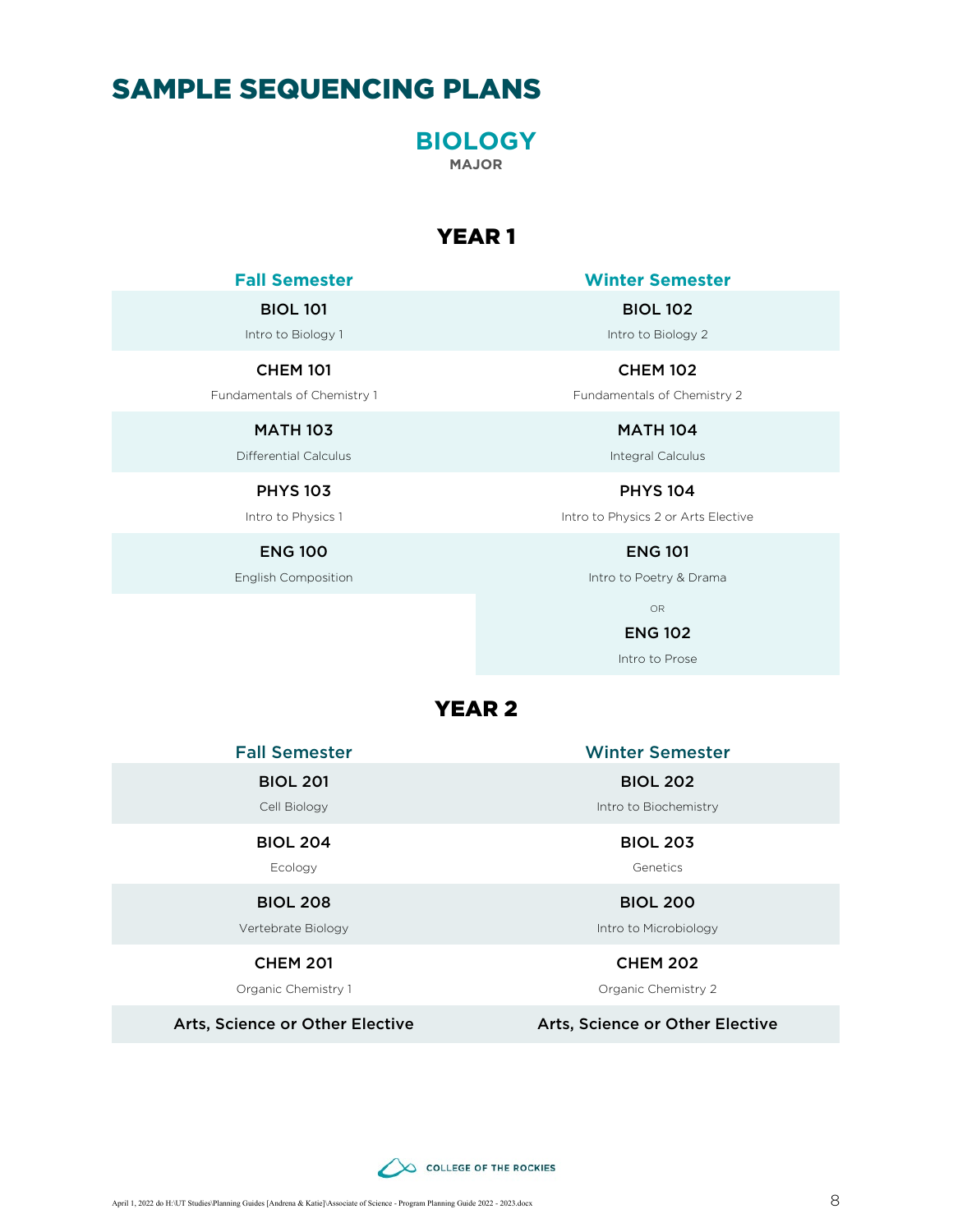# SAMPLE SEQUENCING PLANS

## BIOLOGY

**MAJOR**

### YEAR 1

| Fall Semester | Winter Semester |
|---|---|
| **BIOL 101**<br>Intro to Biology 1 | **BIOL 102**<br>Intro to Biology 2 |
| **CHEM 101**<br>Fundamentals of Chemistry 1 | **CHEM 102**<br>Fundamentals of Chemistry 2 |
| **MATH 103**<br>Differential Calculus | **MATH 104**<br>Integral Calculus |
| **PHYS 103**<br>Intro to Physics 1 | **PHYS 104**<br>Intro to Physics 2 or Arts Elective |
| **ENG 100**<br>English Composition | **ENG 101**<br>Intro to Poetry & Drama<br>OR<br>**ENG 102**<br>Intro to Prose |

### YEAR 2

| Fall Semester | Winter Semester |
|---|---|
| **BIOL 201**<br>Cell Biology | **BIOL 202**<br>Intro to Biochemistry |
| **BIOL 204**<br>Ecology | **BIOL 203**<br>Genetics |
| **BIOL 208**<br>Vertebrate Biology | **BIOL 200**<br>Intro to Microbiology |
| **CHEM 201**<br>Organic Chemistry 1 | **CHEM 202**<br>Organic Chemistry 2 |
| Arts, Science or Other Elective | Arts, Science or Other Elective |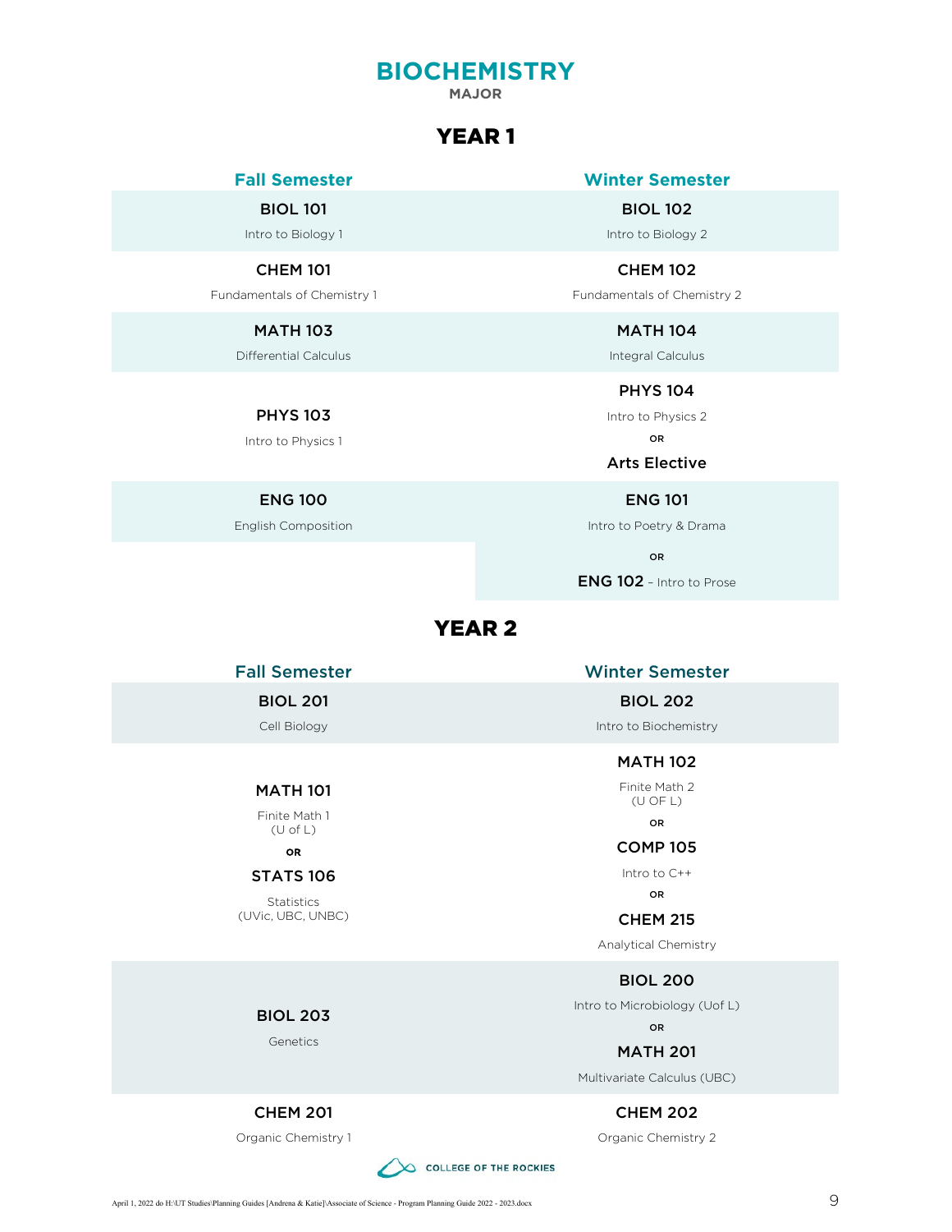# BIOCHEMISTRY

MAJOR

## YEAR 1

| Fall Semester | Winter Semester |
|---|---|
| **BIOL 101** Intro to Biology 1 | **BIOL 102** Intro to Biology 2 |
| **CHEM 101** Fundamentals of Chemistry 1 | **CHEM 102** Fundamentals of Chemistry 2 |
| **MATH 103** Differential Calculus | **MATH 104** Integral Calculus |
| **PHYS 103** Intro to Physics 1 | **PHYS 104** Intro to Physics 2 OR **Arts Elective** |
| **ENG 100** English Composition | **ENG 101** Intro to Poetry & Drama OR **ENG 102** – Intro to Prose |

## YEAR 2

| Fall Semester | Winter Semester |
|---|---|
| **BIOL 201** Cell Biology | **BIOL 202** Intro to Biochemistry |
| **MATH 101** Finite Math 1 (U of L) OR **STATS 106** Statistics (UVic, UBC, UNBC) | **MATH 102** Finite Math 2 (U OF L) OR **COMP 105** Intro to C++ OR **CHEM 215** Analytical Chemistry |
| **BIOL 203** Genetics | **BIOL 200** Intro to Microbiology (Uof L) OR **MATH 201** Multivariate Calculus (UBC) |
| **CHEM 201** Organic Chemistry 1 | **CHEM 202** Organic Chemistry 2 |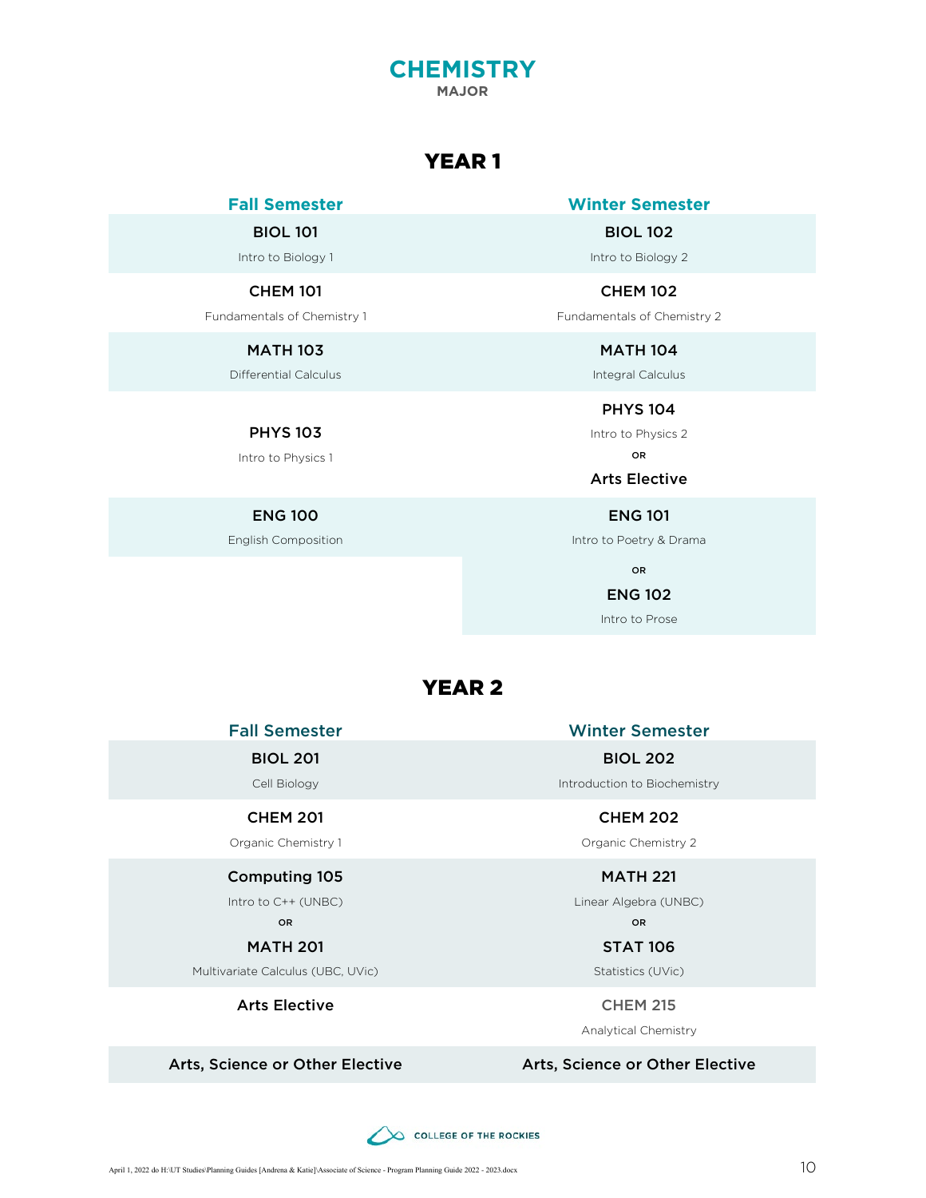# CHEMISTRY

**MAJOR**

## YEAR 1

| Fall Semester | Winter Semester |
|---|---|
| **BIOL 101**<br>Intro to Biology 1 | **BIOL 102**<br>Intro to Biology 2 |
| **CHEM 101**<br>Fundamentals of Chemistry 1 | **CHEM 102**<br>Fundamentals of Chemistry 2 |
| **MATH 103**<br>Differential Calculus | **MATH 104**<br>Integral Calculus |
| **PHYS 103**<br>Intro to Physics 1 | **PHYS 104**<br>Intro to Physics 2<br>OR<br>**Arts Elective** |
| **ENG 100**<br>English Composition | **ENG 101**<br>Intro to Poetry & Drama<br>OR<br>**ENG 102**<br>Intro to Prose |

## YEAR 2

| Fall Semester | Winter Semester |
|---|---|
| **BIOL 201**<br>Cell Biology | **BIOL 202**<br>Introduction to Biochemistry |
| **CHEM 201**<br>Organic Chemistry 1 | **CHEM 202**<br>Organic Chemistry 2 |
| **Computing 105**<br>Intro to C++ (UNBC)<br>OR<br>**MATH 201**<br>Multivariate Calculus (UBC, UVic) | **MATH 221**<br>Linear Algebra (UNBC)<br>OR<br>**STAT 106**<br>Statistics (UVic) |
| **Arts Elective** | **CHEM 215**<br>Analytical Chemistry |
| **Arts, Science or Other Elective** | **Arts, Science or Other Elective** |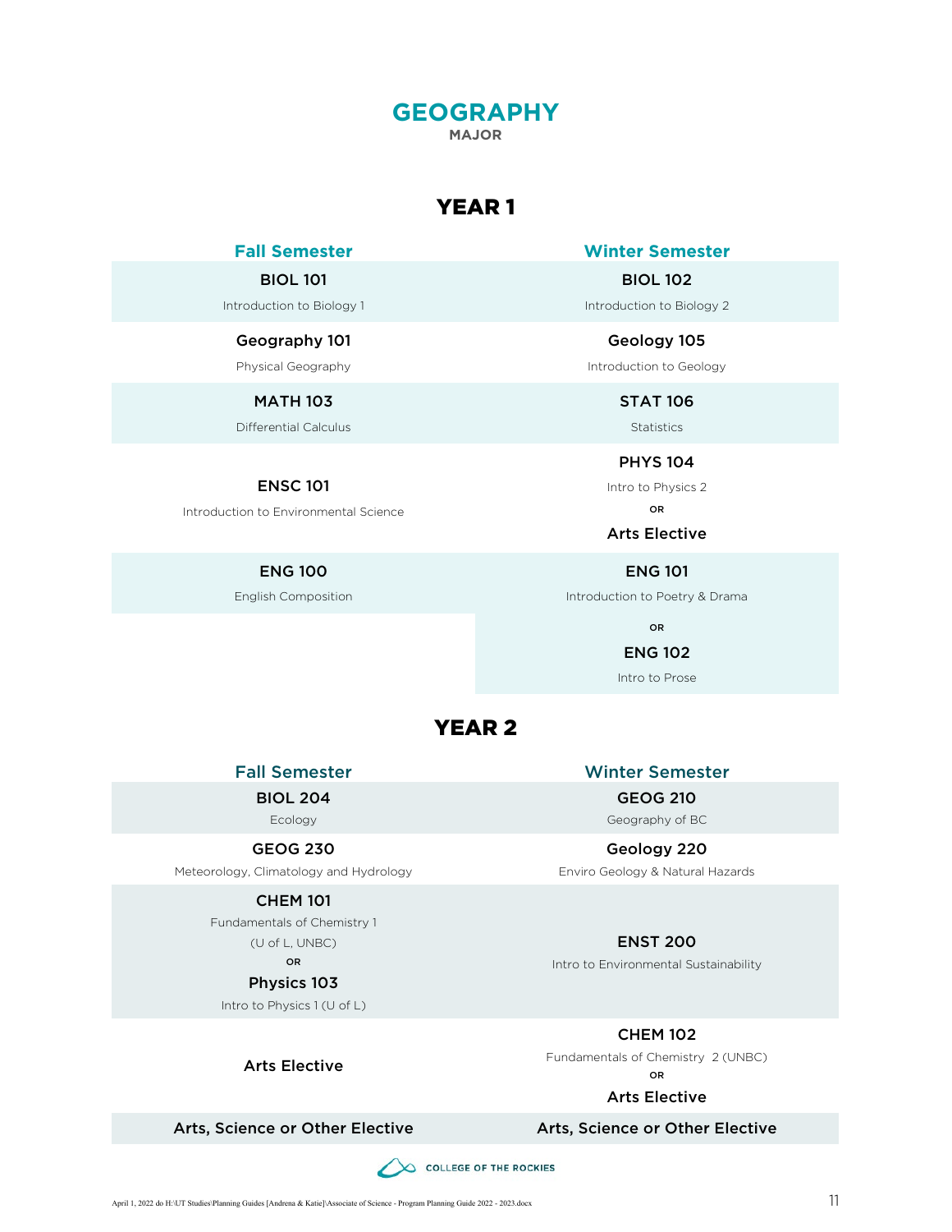# GEOGRAPHY

**MAJOR**

## YEAR 1

| Fall Semester | Winter Semester |
|---|---|
| **BIOL 101**<br>Introduction to Biology 1 | **BIOL 102**<br>Introduction to Biology 2 |
| **Geography 101**<br>Physical Geography | **Geology 105**<br>Introduction to Geology |
| **MATH 103**<br>Differential Calculus | **STAT 106**<br>Statistics |
| **ENSC 101**<br>Introduction to Environmental Science | **PHYS 104**<br>Intro to Physics 2<br>OR<br>**Arts Elective** |
| **ENG 100**<br>English Composition | **ENG 101**<br>Introduction to Poetry & Drama<br>OR<br>**ENG 102**<br>Intro to Prose |

## YEAR 2

| Fall Semester | Winter Semester |
|---|---|
| **BIOL 204**<br>Ecology | **GEOG 210**<br>Geography of BC |
| **GEOG 230**<br>Meteorology, Climatology and Hydrology | **Geology 220**<br>Enviro Geology & Natural Hazards |
| **CHEM 101**<br>Fundamentals of Chemistry 1<br>(U of L, UNBC)<br>OR<br>**Physics 103**<br>Intro to Physics 1 (U of L) | **ENST 200**<br>Intro to Environmental Sustainability |
| **Arts Elective** | **CHEM 102**<br>Fundamentals of Chemistry 2 (UNBC)<br>OR<br>**Arts Elective** |
| **Arts, Science or Other Elective** | **Arts, Science or Other Elective** |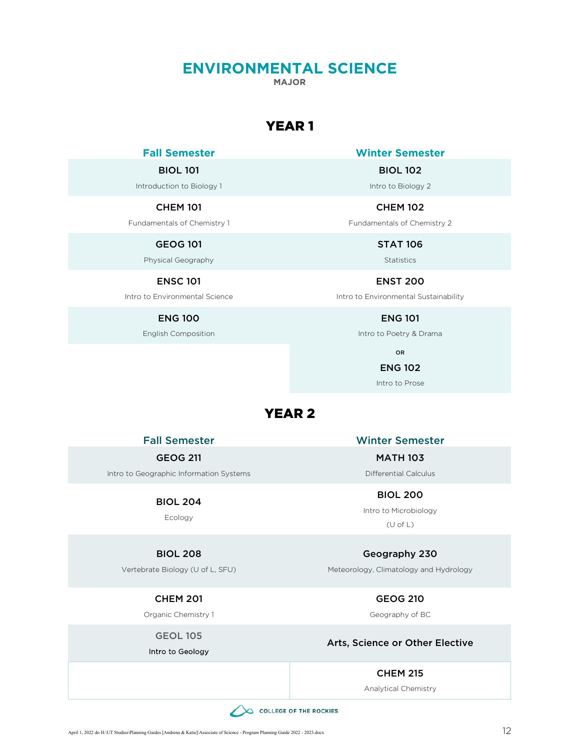# ENVIRONMENTAL SCIENCE

MAJOR

## YEAR 1

| Fall Semester | Winter Semester |
|---|---|
| **BIOL 101**<br>Introduction to Biology 1 | **BIOL 102**<br>Intro to Biology 2 |
| **CHEM 101**<br>Fundamentals of Chemistry 1 | **CHEM 102**<br>Fundamentals of Chemistry 2 |
| **GEOG 101**<br>Physical Geography | **STAT 106**<br>Statistics |
| **ENSC 101**<br>Intro to Environmental Science | **ENST 200**<br>Intro to Environmental Sustainability |
| **ENG 100**<br>English Composition | **ENG 101**<br>Intro to Poetry & Drama<br>OR<br>**ENG 102**<br>Intro to Prose |

## YEAR 2

| Fall Semester | Winter Semester |
|---|---|
| **GEOG 211**<br>Intro to Geographic Information Systems | **MATH 103**<br>Differential Calculus |
| **BIOL 204**<br>Ecology | **BIOL 200**<br>Intro to Microbiology<br>(U of L) |
| **BIOL 208**<br>Vertebrate Biology (U of L, SFU) | **Geography 230**<br>Meteorology, Climatology and Hydrology |
| **CHEM 201**<br>Organic Chemistry 1 | **GEOG 210**<br>Geography of BC |
| **GEOL 105**<br>Intro to Geology | **Arts, Science or Other Elective** |
| | **CHEM 215**<br>Analytical Chemistry |

COLLEGE OF THE ROCKIES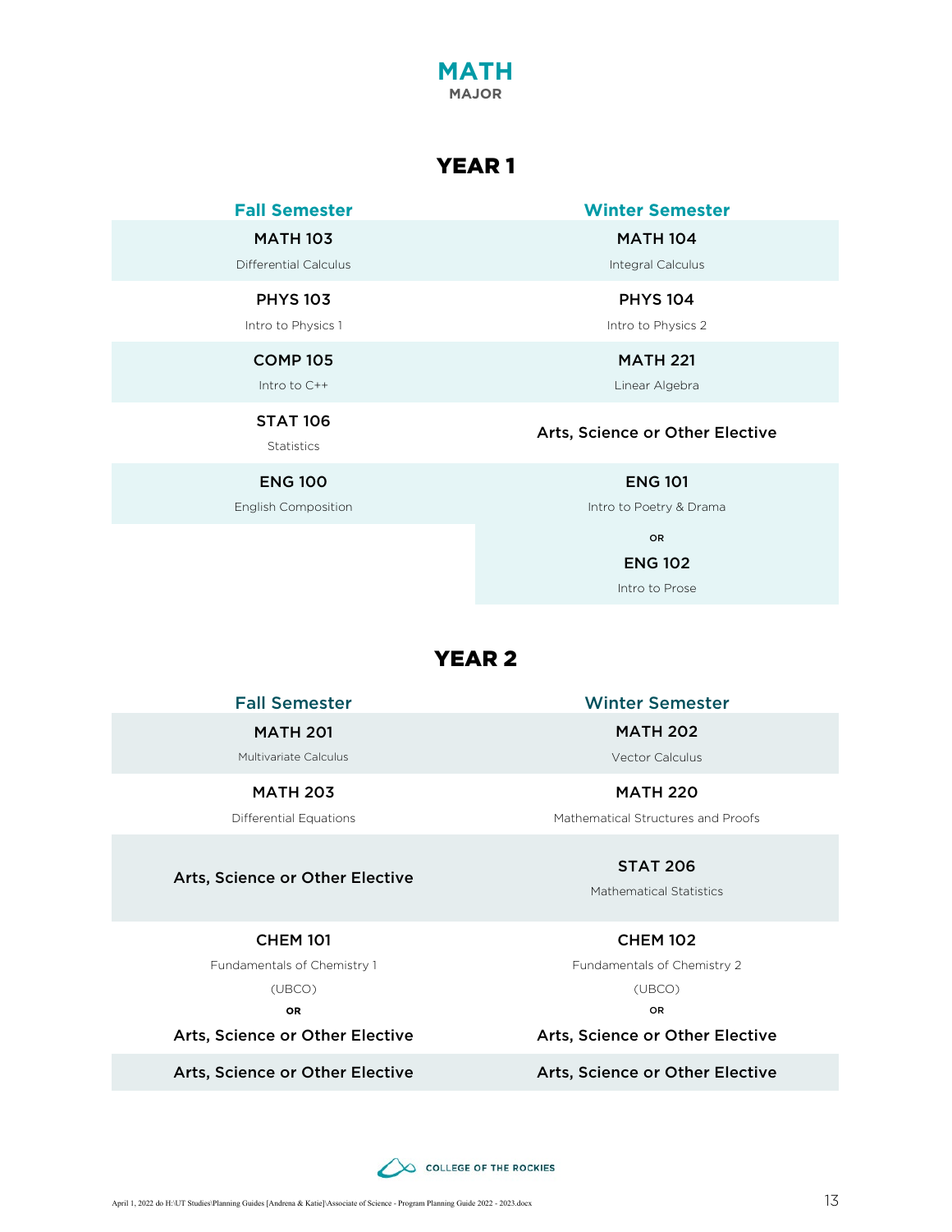# MATH
## MAJOR

## YEAR 1

| Fall Semester | Winter Semester |
|---|---|
| **MATH 103** Differential Calculus | **MATH 104** Integral Calculus |
| **PHYS 103** Intro to Physics 1 | **PHYS 104** Intro to Physics 2 |
| **COMP 105** Intro to C++ | **MATH 221** Linear Algebra |
| **STAT 106** Statistics | **Arts, Science or Other Elective** |
| **ENG 100** English Composition | **ENG 101** Intro to Poetry & Drama **OR** **ENG 102** Intro to Prose |

## YEAR 2

| Fall Semester | Winter Semester |
|---|---|
| **MATH 201** Multivariate Calculus | **MATH 202** Vector Calculus |
| **MATH 203** Differential Equations | **MATH 220** Mathematical Structures and Proofs |
| **Arts, Science or Other Elective** | **STAT 206** Mathematical Statistics |
| **CHEM 101** Fundamentals of Chemistry 1 (UBCO) **OR** **Arts, Science or Other Elective** | **CHEM 102** Fundamentals of Chemistry 2 (UBCO) **OR** **Arts, Science or Other Elective** |
| **Arts, Science or Other Elective** | **Arts, Science or Other Elective** |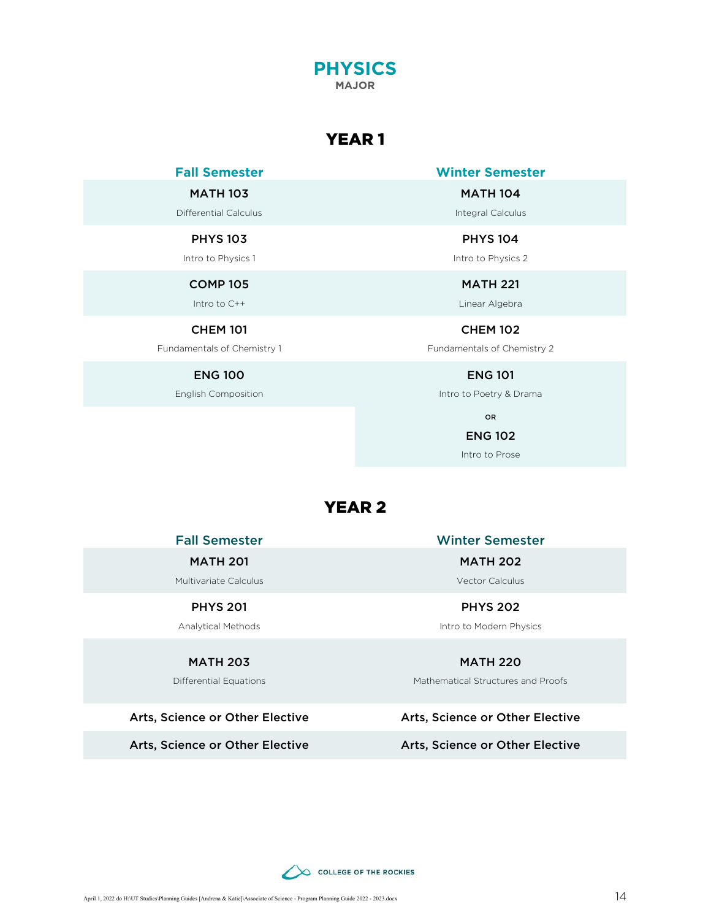# PHYSICS
**MAJOR**

## YEAR 1

| Fall Semester | Winter Semester |
|---|---|
| **MATH 103**<br>Differential Calculus | **MATH 104**<br>Integral Calculus |
| **PHYS 103**<br>Intro to Physics 1 | **PHYS 104**<br>Intro to Physics 2 |
| **COMP 105**<br>Intro to C++ | **MATH 221**<br>Linear Algebra |
| **CHEM 101**<br>Fundamentals of Chemistry 1 | **CHEM 102**<br>Fundamentals of Chemistry 2 |
| **ENG 100**<br>English Composition | **ENG 101**<br>Intro to Poetry & Drama<br>OR<br>**ENG 102**<br>Intro to Prose |

## YEAR 2

| Fall Semester | Winter Semester |
|---|---|
| **MATH 201**<br>Multivariate Calculus | **MATH 202**<br>Vector Calculus |
| **PHYS 201**<br>Analytical Methods | **PHYS 202**<br>Intro to Modern Physics |
| **MATH 203**<br>Differential Equations | **MATH 220**<br>Mathematical Structures and Proofs |
| **Arts, Science or Other Elective** | **Arts, Science or Other Elective** |
| **Arts, Science or Other Elective** | **Arts, Science or Other Elective** |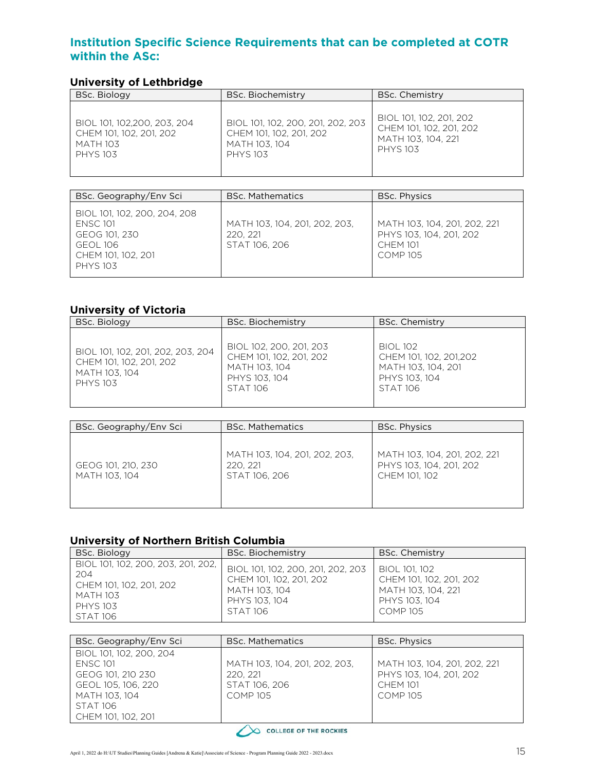## Institution Specific Science Requirements that can be completed at COTR within the ASc:

### University of Lethbridge

| BSc. Biology | BSc. Biochemistry | BSc. Chemistry |
|---|---|---|
| BIOL 101, 102,200, 203, 204<br>CHEM 101, 102, 201, 202<br>MATH 103<br>PHYS 103 | BIOL 101, 102, 200, 201, 202, 203<br>CHEM 101, 102, 201, 202<br>MATH 103, 104<br>PHYS 103 | BIOL 101, 102, 201, 202<br>CHEM 101, 102, 201, 202<br>MATH 103, 104, 221<br>PHYS 103 |

| BSc. Geography/Env Sci | BSc. Mathematics | BSc. Physics |
|---|---|---|
| BIOL 101, 102, 200, 204, 208<br>ENSC 101<br>GEOG 101, 230<br>GEOL 106<br>CHEM 101, 102, 201<br>PHYS 103 | MATH 103, 104, 201, 202, 203, 220, 221<br>STAT 106, 206 | MATH 103, 104, 201, 202, 221<br>PHYS 103, 104, 201, 202<br>CHEM 101<br>COMP 105 |

### University of Victoria

| BSc. Biology | BSc. Biochemistry | BSc. Chemistry |
|---|---|---|
| BIOL 101, 102, 201, 202, 203, 204<br>CHEM 101, 102, 201, 202<br>MATH 103, 104<br>PHYS 103 | BIOL 102, 200, 201, 203<br>CHEM 101, 102, 201, 202<br>MATH 103, 104<br>PHYS 103, 104<br>STAT 106 | BIOL 102<br>CHEM 101, 102, 201,202<br>MATH 103, 104, 201<br>PHYS 103, 104<br>STAT 106 |

| BSc. Geography/Env Sci | BSc. Mathematics | BSc. Physics |
|---|---|---|
| GEOG 101, 210, 230<br>MATH 103, 104 | MATH 103, 104, 201, 202, 203, 220, 221<br>STAT 106, 206 | MATH 103, 104, 201, 202, 221<br>PHYS 103, 104, 201, 202<br>CHEM 101, 102 |

### University of Northern British Columbia

| BSc. Biology | BSc. Biochemistry | BSc. Chemistry |
|---|---|---|
| BIOL 101, 102, 200, 203, 201, 202, 204<br>CHEM 101, 102, 201, 202<br>MATH 103<br>PHYS 103<br>STAT 106 | BIOL 101, 102, 200, 201, 202, 203<br>CHEM 101, 102, 201, 202<br>MATH 103, 104<br>PHYS 103, 104<br>STAT 106 | BIOL 101, 102<br>CHEM 101, 102, 201, 202<br>MATH 103, 104, 221<br>PHYS 103, 104<br>COMP 105 |

| BSc. Geography/Env Sci | BSc. Mathematics | BSc. Physics |
|---|---|---|
| BIOL 101, 102, 200, 204<br>ENSC 101<br>GEOG 101, 210 230<br>GEOL 105, 106, 220<br>MATH 103, 104<br>STAT 106<br>CHEM 101, 102, 201 | MATH 103, 104, 201, 202, 203, 220, 221<br>STAT 106, 206<br>COMP 105 | MATH 103, 104, 201, 202, 221<br>PHYS 103, 104, 201, 202<br>CHEM 101<br>COMP 105 |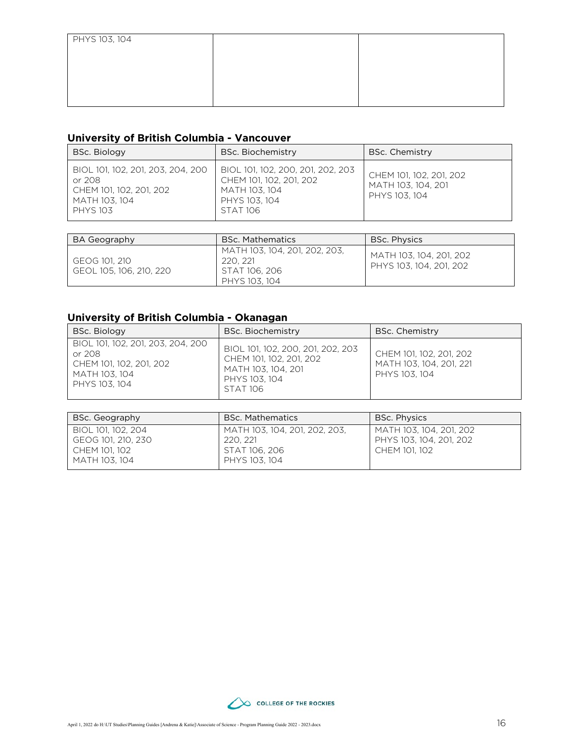| PHYS 103, 104 | | |
|---|---|---|

## University of British Columbia - Vancouver

| BSc. Biology | BSc. Biochemistry | BSc. Chemistry |
|---|---|---|
| BIOL 101, 102, 201, 203, 204, 200 or 208<br>CHEM 101, 102, 201, 202<br>MATH 103, 104<br>PHYS 103 | BIOL 101, 102, 200, 201, 202, 203<br>CHEM 101, 102, 201, 202<br>MATH 103, 104<br>PHYS 103, 104<br>STAT 106 | CHEM 101, 102, 201, 202<br>MATH 103, 104, 201<br>PHYS 103, 104 |

| BA Geography | BSc. Mathematics | BSc. Physics |
|---|---|---|
| GEOG 101, 210<br>GEOL 105, 106, 210, 220 | MATH 103, 104, 201, 202, 203, 220, 221<br>STAT 106, 206<br>PHYS 103, 104 | MATH 103, 104, 201, 202<br>PHYS 103, 104, 201, 202 |

## University of British Columbia - Okanagan

| BSc. Biology | BSc. Biochemistry | BSc. Chemistry |
|---|---|---|
| BIOL 101, 102, 201, 203, 204, 200 or 208<br>CHEM 101, 102, 201, 202<br>MATH 103, 104<br>PHYS 103, 104 | BIOL 101, 102, 200, 201, 202, 203<br>CHEM 101, 102, 201, 202<br>MATH 103, 104, 201<br>PHYS 103, 104<br>STAT 106 | CHEM 101, 102, 201, 202<br>MATH 103, 104, 201, 221<br>PHYS 103, 104 |

| BSc. Geography | BSc. Mathematics | BSc. Physics |
|---|---|---|
| BIOL 101, 102, 204<br>GEOG 101, 210, 230<br>CHEM 101, 102<br>MATH 103, 104 | MATH 103, 104, 201, 202, 203, 220, 221<br>STAT 106, 206<br>PHYS 103, 104 | MATH 103, 104, 201, 202<br>PHYS 103, 104, 201, 202<br>CHEM 101, 102 |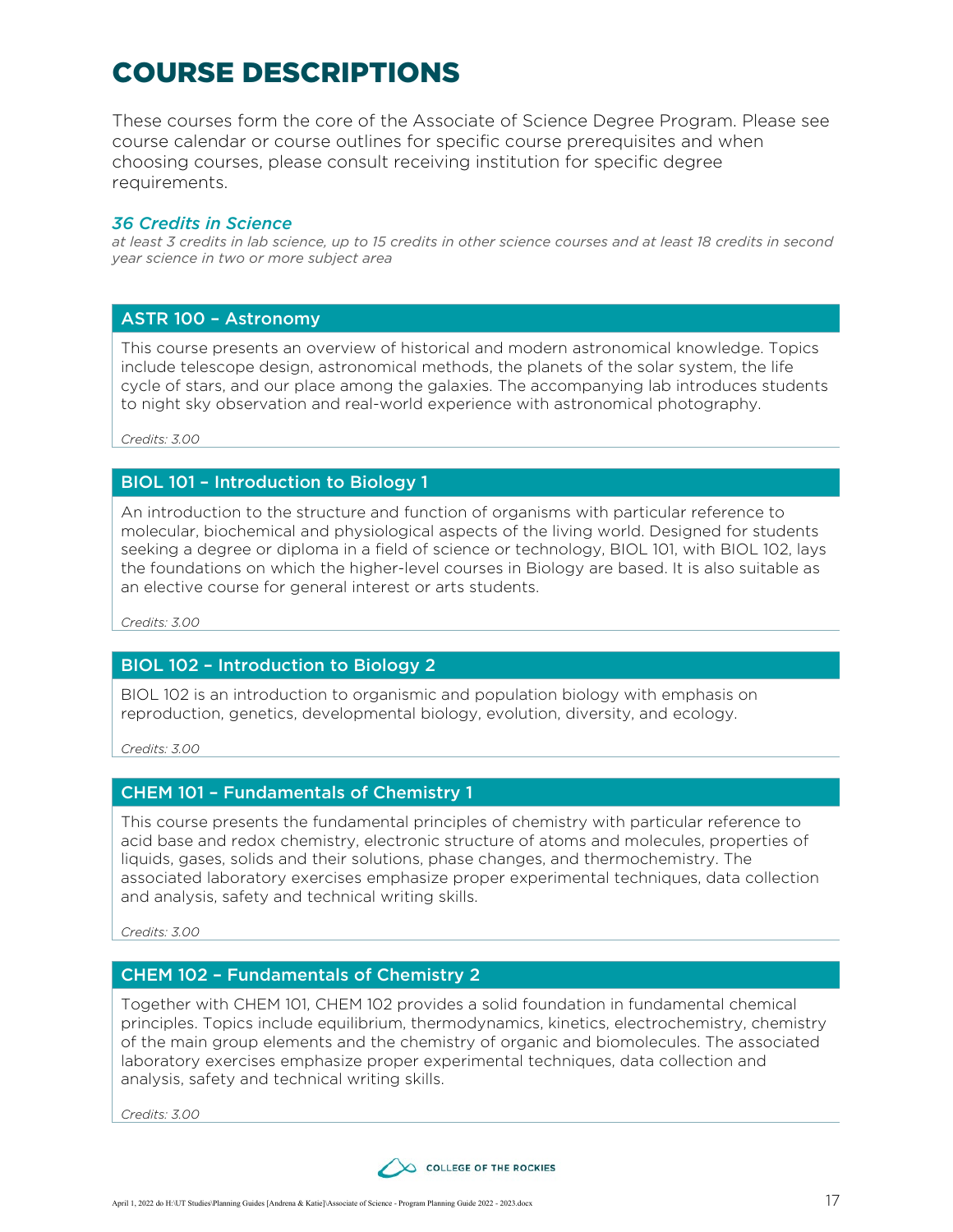# COURSE DESCRIPTIONS

These courses form the core of the Associate of Science Degree Program. Please see course calendar or course outlines for specific course prerequisites and when choosing courses, please consult receiving institution for specific degree requirements.

### *36 Credits in Science*

*at least 3 credits in lab science, up to 15 credits in other science courses and at least 18 credits in second year science in two or more subject area*

### ASTR 100 – Astronomy

This course presents an overview of historical and modern astronomical knowledge. Topics include telescope design, astronomical methods, the planets of the solar system, the life cycle of stars, and our place among the galaxies. The accompanying lab introduces students to night sky observation and real-world experience with astronomical photography.

*Credits: 3.00*

### BIOL 101 – Introduction to Biology 1

An introduction to the structure and function of organisms with particular reference to molecular, biochemical and physiological aspects of the living world. Designed for students seeking a degree or diploma in a field of science or technology, BIOL 101, with BIOL 102, lays the foundations on which the higher-level courses in Biology are based. It is also suitable as an elective course for general interest or arts students.

*Credits: 3.00*

### BIOL 102 – Introduction to Biology 2

BIOL 102 is an introduction to organismic and population biology with emphasis on reproduction, genetics, developmental biology, evolution, diversity, and ecology.

*Credits: 3.00*

### CHEM 101 – Fundamentals of Chemistry 1

This course presents the fundamental principles of chemistry with particular reference to acid base and redox chemistry, electronic structure of atoms and molecules, properties of liquids, gases, solids and their solutions, phase changes, and thermochemistry. The associated laboratory exercises emphasize proper experimental techniques, data collection and analysis, safety and technical writing skills.

*Credits: 3.00*

### CHEM 102 – Fundamentals of Chemistry 2

Together with CHEM 101, CHEM 102 provides a solid foundation in fundamental chemical principles. Topics include equilibrium, thermodynamics, kinetics, electrochemistry, chemistry of the main group elements and the chemistry of organic and biomolecules. The associated laboratory exercises emphasize proper experimental techniques, data collection and analysis, safety and technical writing skills.

*Credits: 3.00*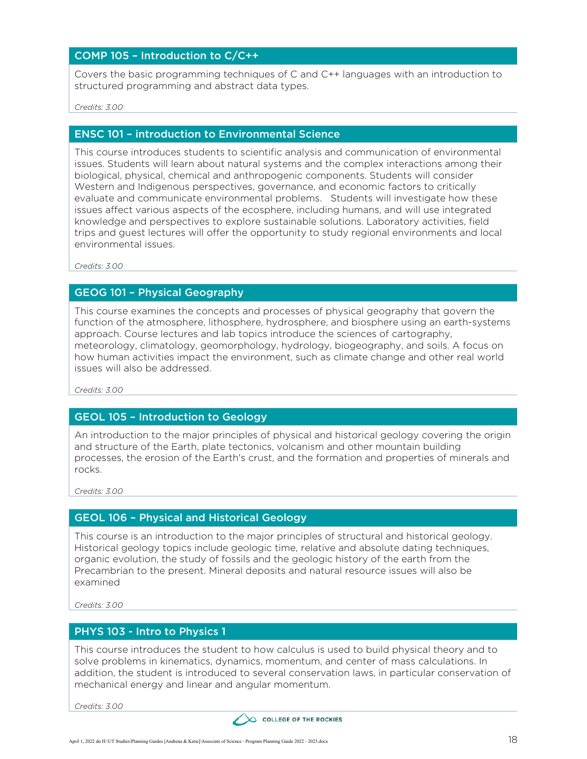### COMP 105 – Introduction to C/C++

Covers the basic programming techniques of C and C++ languages with an introduction to structured programming and abstract data types.

*Credits: 3.00*

### ENSC 101 – introduction to Environmental Science

This course introduces students to scientific analysis and communication of environmental issues. Students will learn about natural systems and the complex interactions among their biological, physical, chemical and anthropogenic components. Students will consider Western and Indigenous perspectives, governance, and economic factors to critically evaluate and communicate environmental problems. Students will investigate how these issues affect various aspects of the ecosphere, including humans, and will use integrated knowledge and perspectives to explore sustainable solutions. Laboratory activities, field trips and guest lectures will offer the opportunity to study regional environments and local environmental issues.

*Credits: 3.00*

### GEOG 101 – Physical Geography

This course examines the concepts and processes of physical geography that govern the function of the atmosphere, lithosphere, hydrosphere, and biosphere using an earth-systems approach. Course lectures and lab topics introduce the sciences of cartography, meteorology, climatology, geomorphology, hydrology, biogeography, and soils. A focus on how human activities impact the environment, such as climate change and other real world issues will also be addressed.

*Credits: 3.00*

### GEOL 105 – Introduction to Geology

An introduction to the major principles of physical and historical geology covering the origin and structure of the Earth, plate tectonics, volcanism and other mountain building processes, the erosion of the Earth's crust, and the formation and properties of minerals and rocks.

*Credits: 3.00*

### GEOL 106 – Physical and Historical Geology

This course is an introduction to the major principles of structural and historical geology. Historical geology topics include geologic time, relative and absolute dating techniques, organic evolution, the study of fossils and the geologic history of the earth from the Precambrian to the present. Mineral deposits and natural resource issues will also be examined

*Credits: 3.00*

### PHYS 103 - Intro to Physics 1

This course introduces the student to how calculus is used to build physical theory and to solve problems in kinematics, dynamics, momentum, and center of mass calculations. In addition, the student is introduced to several conservation laws, in particular conservation of mechanical energy and linear and angular momentum.

*Credits: 3.00*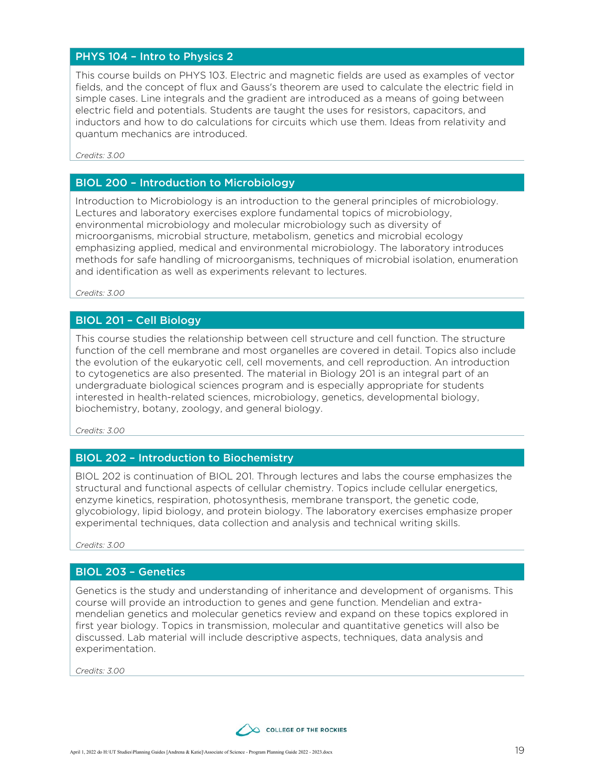## PHYS 104 – Intro to Physics 2

This course builds on PHYS 103. Electric and magnetic fields are used as examples of vector fields, and the concept of flux and Gauss's theorem are used to calculate the electric field in simple cases. Line integrals and the gradient are introduced as a means of going between electric field and potentials. Students are taught the uses for resistors, capacitors, and inductors and how to do calculations for circuits which use them. Ideas from relativity and quantum mechanics are introduced.

*Credits: 3.00*

## BIOL 200 – Introduction to Microbiology

Introduction to Microbiology is an introduction to the general principles of microbiology. Lectures and laboratory exercises explore fundamental topics of microbiology, environmental microbiology and molecular microbiology such as diversity of microorganisms, microbial structure, metabolism, genetics and microbial ecology emphasizing applied, medical and environmental microbiology. The laboratory introduces methods for safe handling of microorganisms, techniques of microbial isolation, enumeration and identification as well as experiments relevant to lectures.

*Credits: 3.00*

## BIOL 201 – Cell Biology

This course studies the relationship between cell structure and cell function. The structure function of the cell membrane and most organelles are covered in detail. Topics also include the evolution of the eukaryotic cell, cell movements, and cell reproduction. An introduction to cytogenetics are also presented. The material in Biology 201 is an integral part of an undergraduate biological sciences program and is especially appropriate for students interested in health-related sciences, microbiology, genetics, developmental biology, biochemistry, botany, zoology, and general biology.

*Credits: 3.00*

## BIOL 202 – Introduction to Biochemistry

BIOL 202 is continuation of BIOL 201. Through lectures and labs the course emphasizes the structural and functional aspects of cellular chemistry. Topics include cellular energetics, enzyme kinetics, respiration, photosynthesis, membrane transport, the genetic code, glycobiology, lipid biology, and protein biology. The laboratory exercises emphasize proper experimental techniques, data collection and analysis and technical writing skills.

*Credits: 3.00*

## BIOL 203 – Genetics

Genetics is the study and understanding of inheritance and development of organisms. This course will provide an introduction to genes and gene function. Mendelian and extra-mendelian genetics and molecular genetics review and expand on these topics explored in first year biology. Topics in transmission, molecular and quantitative genetics will also be discussed. Lab material will include descriptive aspects, techniques, data analysis and experimentation.

*Credits: 3.00*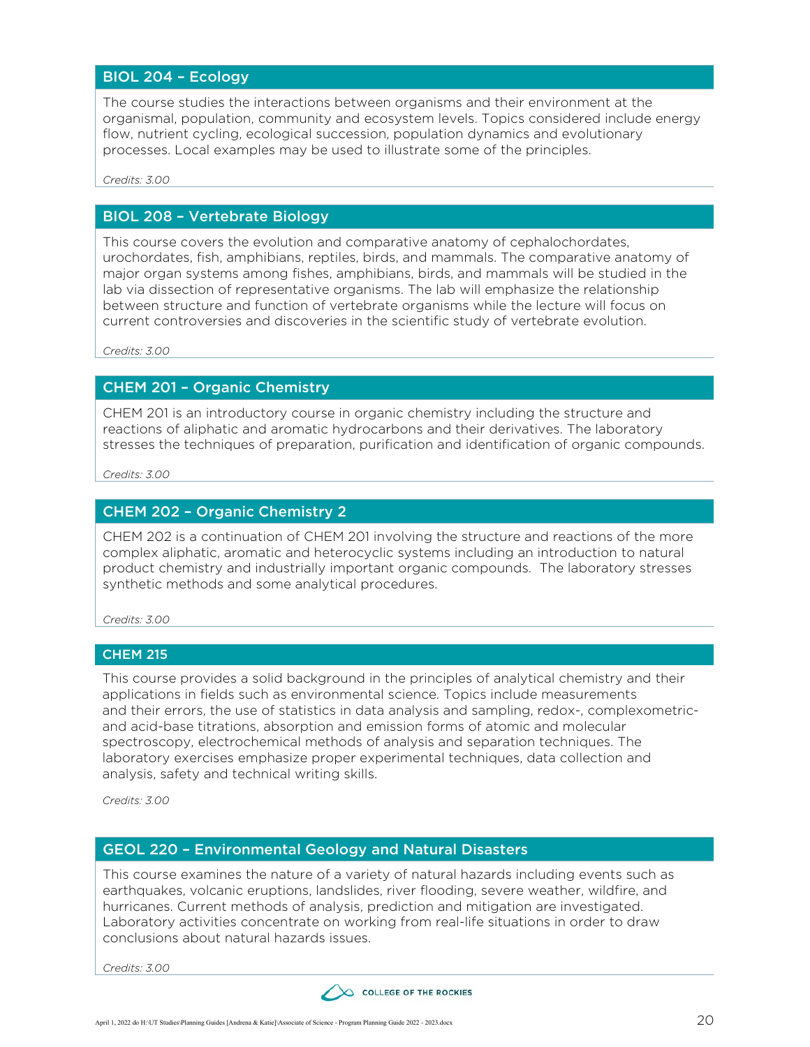## BIOL 204 – Ecology

The course studies the interactions between organisms and their environment at the organismal, population, community and ecosystem levels. Topics considered include energy flow, nutrient cycling, ecological succession, population dynamics and evolutionary processes. Local examples may be used to illustrate some of the principles.

*Credits: 3.00*

## BIOL 208 – Vertebrate Biology

This course covers the evolution and comparative anatomy of cephalochordates, urochordates, fish, amphibians, reptiles, birds, and mammals. The comparative anatomy of major organ systems among fishes, amphibians, birds, and mammals will be studied in the lab via dissection of representative organisms. The lab will emphasize the relationship between structure and function of vertebrate organisms while the lecture will focus on current controversies and discoveries in the scientific study of vertebrate evolution.

*Credits: 3.00*

## CHEM 201 – Organic Chemistry

CHEM 201 is an introductory course in organic chemistry including the structure and reactions of aliphatic and aromatic hydrocarbons and their derivatives. The laboratory stresses the techniques of preparation, purification and identification of organic compounds.

*Credits: 3.00*

## CHEM 202 – Organic Chemistry 2

CHEM 202 is a continuation of CHEM 201 involving the structure and reactions of the more complex aliphatic, aromatic and heterocyclic systems including an introduction to natural product chemistry and industrially important organic compounds. The laboratory stresses synthetic methods and some analytical procedures.

*Credits: 3.00*

## CHEM 215

This course provides a solid background in the principles of analytical chemistry and their applications in fields such as environmental science. Topics include measurements and their errors, the use of statistics in data analysis and sampling, redox-, complexometric- and acid-base titrations, absorption and emission forms of atomic and molecular spectroscopy, electrochemical methods of analysis and separation techniques. The laboratory exercises emphasize proper experimental techniques, data collection and analysis, safety and technical writing skills.

*Credits: 3.00*

## GEOL 220 – Environmental Geology and Natural Disasters

This course examines the nature of a variety of natural hazards including events such as earthquakes, volcanic eruptions, landslides, river flooding, severe weather, wildfire, and hurricanes. Current methods of analysis, prediction and mitigation are investigated. Laboratory activities concentrate on working from real-life situations in order to draw conclusions about natural hazards issues.

*Credits: 3.00*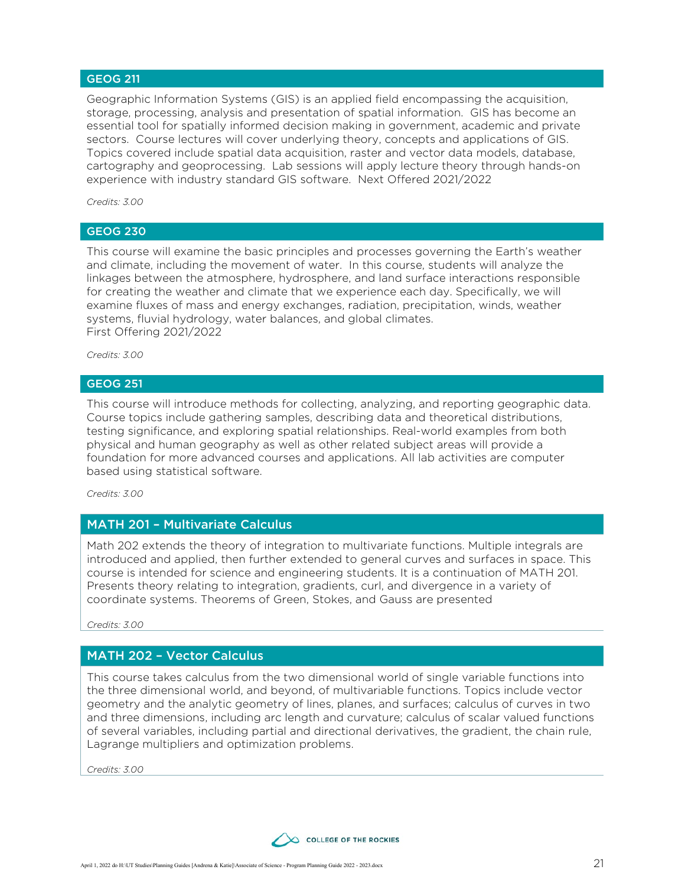## GEOG 211

Geographic Information Systems (GIS) is an applied field encompassing the acquisition, storage, processing, analysis and presentation of spatial information. GIS has become an essential tool for spatially informed decision making in government, academic and private sectors. Course lectures will cover underlying theory, concepts and applications of GIS. Topics covered include spatial data acquisition, raster and vector data models, database, cartography and geoprocessing. Lab sessions will apply lecture theory through hands-on experience with industry standard GIS software. Next Offered 2021/2022

*Credits: 3.00*

## GEOG 230

This course will examine the basic principles and processes governing the Earth's weather and climate, including the movement of water. In this course, students will analyze the linkages between the atmosphere, hydrosphere, and land surface interactions responsible for creating the weather and climate that we experience each day. Specifically, we will examine fluxes of mass and energy exchanges, radiation, precipitation, winds, weather systems, fluvial hydrology, water balances, and global climates.
First Offering 2021/2022

*Credits: 3.00*

## GEOG 251

This course will introduce methods for collecting, analyzing, and reporting geographic data. Course topics include gathering samples, describing data and theoretical distributions, testing significance, and exploring spatial relationships. Real-world examples from both physical and human geography as well as other related subject areas will provide a foundation for more advanced courses and applications. All lab activities are computer based using statistical software.

*Credits: 3.00*

## MATH 201 – Multivariate Calculus

Math 202 extends the theory of integration to multivariate functions. Multiple integrals are introduced and applied, then further extended to general curves and surfaces in space. This course is intended for science and engineering students. It is a continuation of MATH 201. Presents theory relating to integration, gradients, curl, and divergence in a variety of coordinate systems. Theorems of Green, Stokes, and Gauss are presented

*Credits: 3.00*

## MATH 202 – Vector Calculus

This course takes calculus from the two dimensional world of single variable functions into the three dimensional world, and beyond, of multivariable functions. Topics include vector geometry and the analytic geometry of lines, planes, and surfaces; calculus of curves in two and three dimensions, including arc length and curvature; calculus of scalar valued functions of several variables, including partial and directional derivatives, the gradient, the chain rule, Lagrange multipliers and optimization problems.

*Credits: 3.00*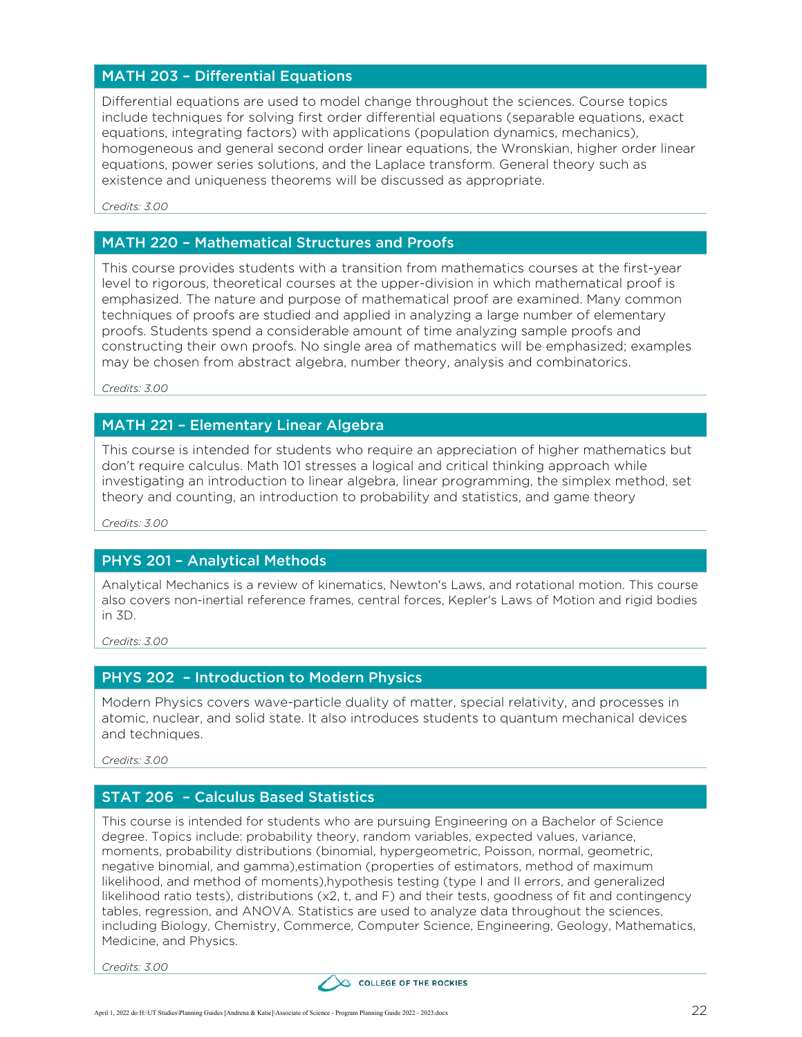## MATH 203 – Differential Equations

Differential equations are used to model change throughout the sciences. Course topics include techniques for solving first order differential equations (separable equations, exact equations, integrating factors) with applications (population dynamics, mechanics), homogeneous and general second order linear equations, the Wronskian, higher order linear equations, power series solutions, and the Laplace transform. General theory such as existence and uniqueness theorems will be discussed as appropriate.

*Credits: 3.00*

## MATH 220 – Mathematical Structures and Proofs

This course provides students with a transition from mathematics courses at the first-year level to rigorous, theoretical courses at the upper-division in which mathematical proof is emphasized. The nature and purpose of mathematical proof are examined. Many common techniques of proofs are studied and applied in analyzing a large number of elementary proofs. Students spend a considerable amount of time analyzing sample proofs and constructing their own proofs. No single area of mathematics will be emphasized; examples may be chosen from abstract algebra, number theory, analysis and combinatorics.

*Credits: 3.00*

## MATH 221 – Elementary Linear Algebra

This course is intended for students who require an appreciation of higher mathematics but don't require calculus. Math 101 stresses a logical and critical thinking approach while investigating an introduction to linear algebra, linear programming, the simplex method, set theory and counting, an introduction to probability and statistics, and game theory

*Credits: 3.00*

## PHYS 201 – Analytical Methods

Analytical Mechanics is a review of kinematics, Newton's Laws, and rotational motion. This course also covers non-inertial reference frames, central forces, Kepler's Laws of Motion and rigid bodies in 3D.

*Credits: 3.00*

## PHYS 202 – Introduction to Modern Physics

Modern Physics covers wave-particle duality of matter, special relativity, and processes in atomic, nuclear, and solid state. It also introduces students to quantum mechanical devices and techniques.

*Credits: 3.00*

## STAT 206 – Calculus Based Statistics

This course is intended for students who are pursuing Engineering on a Bachelor of Science degree. Topics include: probability theory, random variables, expected values, variance, moments, probability distributions (binomial, hypergeometric, Poisson, normal, geometric, negative binomial, and gamma),estimation (properties of estimators, method of maximum likelihood, and method of moments),hypothesis testing (type I and II errors, and generalized likelihood ratio tests), distributions (x2, t, and F) and their tests, goodness of fit and contingency tables, regression, and ANOVA. Statistics are used to analyze data throughout the sciences, including Biology, Chemistry, Commerce, Computer Science, Engineering, Geology, Mathematics, Medicine, and Physics.

*Credits: 3.00*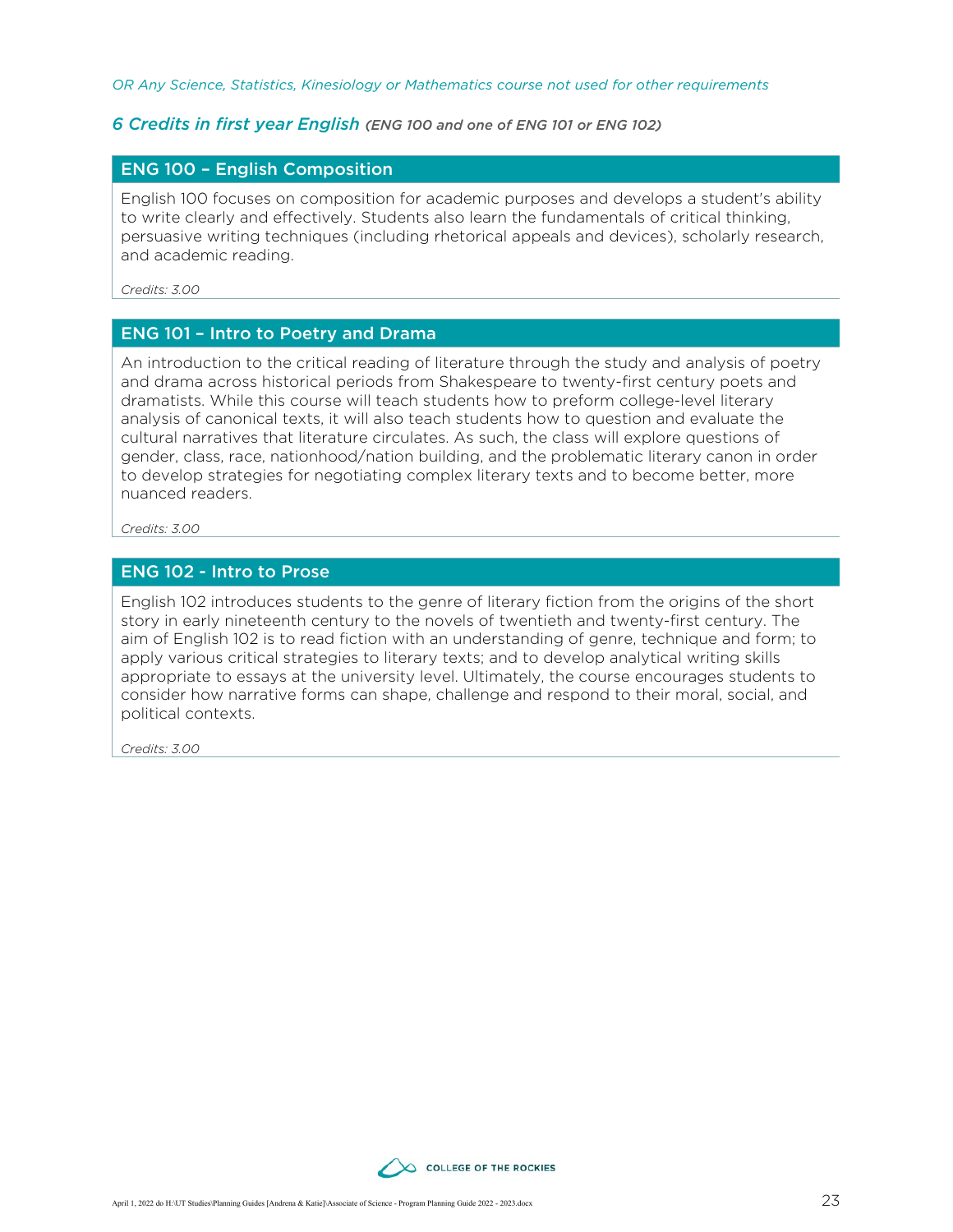*OR Any Science, Statistics, Kinesiology or Mathematics course not used for other requirements*

### *6 Credits in first year English* *(ENG 100 and one of ENG 101 or ENG 102)*

#### ENG 100 – English Composition

English 100 focuses on composition for academic purposes and develops a student's ability to write clearly and effectively. Students also learn the fundamentals of critical thinking, persuasive writing techniques (including rhetorical appeals and devices), scholarly research, and academic reading.

*Credits: 3.00*

#### ENG 101 – Intro to Poetry and Drama

An introduction to the critical reading of literature through the study and analysis of poetry and drama across historical periods from Shakespeare to twenty-first century poets and dramatists. While this course will teach students how to preform college-level literary analysis of canonical texts, it will also teach students how to question and evaluate the cultural narratives that literature circulates. As such, the class will explore questions of gender, class, race, nationhood/nation building, and the problematic literary canon in order to develop strategies for negotiating complex literary texts and to become better, more nuanced readers.

*Credits: 3.00*

#### ENG 102 - Intro to Prose

English 102 introduces students to the genre of literary fiction from the origins of the short story in early nineteenth century to the novels of twentieth and twenty-first century. The aim of English 102 is to read fiction with an understanding of genre, technique and form; to apply various critical strategies to literary texts; and to develop analytical writing skills appropriate to essays at the university level. Ultimately, the course encourages students to consider how narrative forms can shape, challenge and respond to their moral, social, and political contexts.

*Credits: 3.00*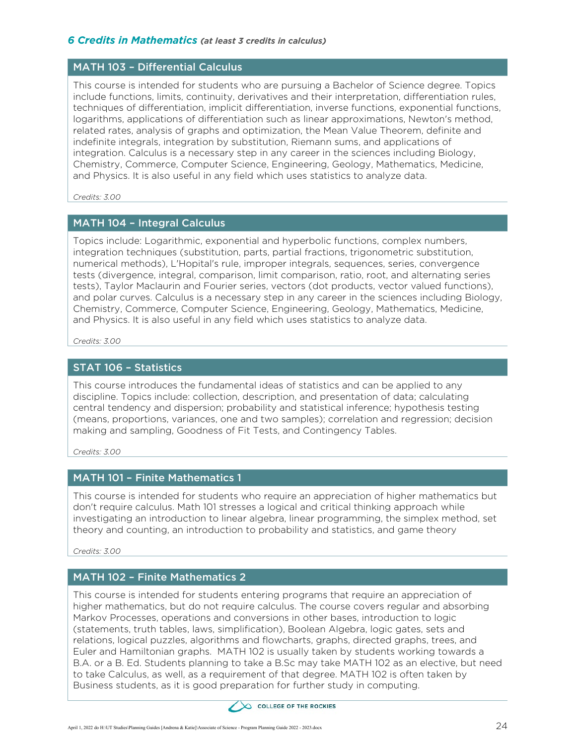## *6 Credits in Mathematics (at least 3 credits in calculus)*

### MATH 103 – Differential Calculus

This course is intended for students who are pursuing a Bachelor of Science degree. Topics include functions, limits, continuity, derivatives and their interpretation, differentiation rules, techniques of differentiation, implicit differentiation, inverse functions, exponential functions, logarithms, applications of differentiation such as linear approximations, Newton's method, related rates, analysis of graphs and optimization, the Mean Value Theorem, definite and indefinite integrals, integration by substitution, Riemann sums, and applications of integration. Calculus is a necessary step in any career in the sciences including Biology, Chemistry, Commerce, Computer Science, Engineering, Geology, Mathematics, Medicine, and Physics. It is also useful in any field which uses statistics to analyze data.

*Credits: 3.00*

### MATH 104 – Integral Calculus

Topics include: Logarithmic, exponential and hyperbolic functions, complex numbers, integration techniques (substitution, parts, partial fractions, trigonometric substitution, numerical methods), L'Hopital's rule, improper integrals, sequences, series, convergence tests (divergence, integral, comparison, limit comparison, ratio, root, and alternating series tests), Taylor Maclaurin and Fourier series, vectors (dot products, vector valued functions), and polar curves. Calculus is a necessary step in any career in the sciences including Biology, Chemistry, Commerce, Computer Science, Engineering, Geology, Mathematics, Medicine, and Physics. It is also useful in any field which uses statistics to analyze data.

*Credits: 3.00*

### STAT 106 – Statistics

This course introduces the fundamental ideas of statistics and can be applied to any discipline. Topics include: collection, description, and presentation of data; calculating central tendency and dispersion; probability and statistical inference; hypothesis testing (means, proportions, variances, one and two samples); correlation and regression; decision making and sampling, Goodness of Fit Tests, and Contingency Tables.

*Credits: 3.00*

### MATH 101 – Finite Mathematics 1

This course is intended for students who require an appreciation of higher mathematics but don't require calculus. Math 101 stresses a logical and critical thinking approach while investigating an introduction to linear algebra, linear programming, the simplex method, set theory and counting, an introduction to probability and statistics, and game theory

*Credits: 3.00*

### MATH 102 – Finite Mathematics 2

This course is intended for students entering programs that require an appreciation of higher mathematics, but do not require calculus. The course covers regular and absorbing Markov Processes, operations and conversions in other bases, introduction to logic (statements, truth tables, laws, simplification), Boolean Algebra, logic gates, sets and relations, logical puzzles, algorithms and flowcharts, graphs, directed graphs, trees, and Euler and Hamiltonian graphs. MATH 102 is usually taken by students working towards a B.A. or a B. Ed. Students planning to take a B.Sc may take MATH 102 as an elective, but need to take Calculus, as well, as a requirement of that degree. MATH 102 is often taken by Business students, as it is good preparation for further study in computing.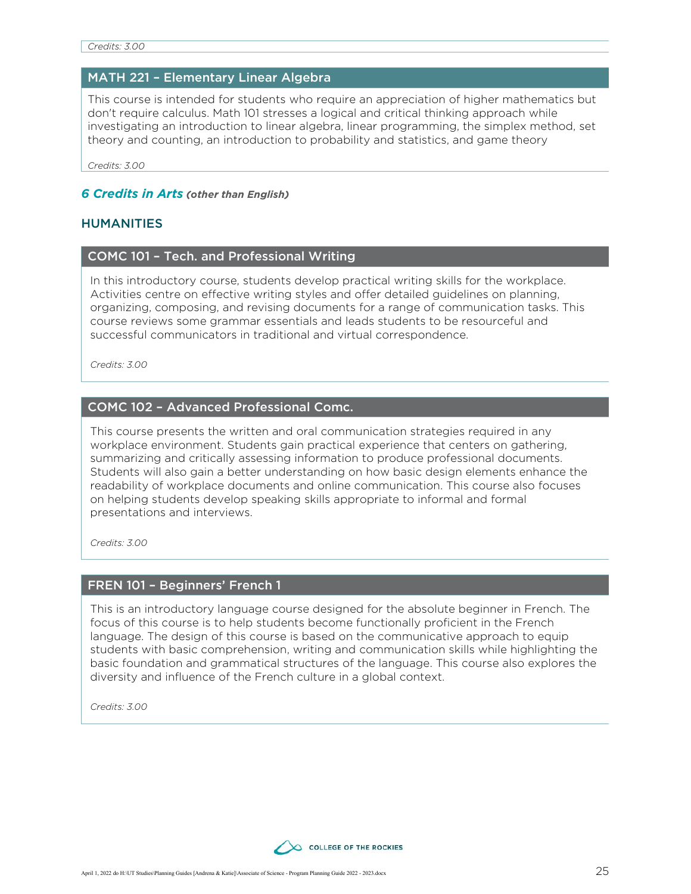*Credits: 3.00*

### MATH 221 – Elementary Linear Algebra

This course is intended for students who require an appreciation of higher mathematics but don't require calculus. Math 101 stresses a logical and critical thinking approach while investigating an introduction to linear algebra, linear programming, the simplex method, set theory and counting, an introduction to probability and statistics, and game theory

*Credits: 3.00*

## *6 Credits in Arts* *(other than English)*

## HUMANITIES

### COMC 101 – Tech. and Professional Writing

In this introductory course, students develop practical writing skills for the workplace. Activities centre on effective writing styles and offer detailed guidelines on planning, organizing, composing, and revising documents for a range of communication tasks. This course reviews some grammar essentials and leads students to be resourceful and successful communicators in traditional and virtual correspondence.

*Credits: 3.00*

### COMC 102 – Advanced Professional Comc.

This course presents the written and oral communication strategies required in any workplace environment. Students gain practical experience that centers on gathering, summarizing and critically assessing information to produce professional documents. Students will also gain a better understanding on how basic design elements enhance the readability of workplace documents and online communication. This course also focuses on helping students develop speaking skills appropriate to informal and formal presentations and interviews.

*Credits: 3.00*

### FREN 101 – Beginners' French 1

This is an introductory language course designed for the absolute beginner in French. The focus of this course is to help students become functionally proficient in the French language. The design of this course is based on the communicative approach to equip students with basic comprehension, writing and communication skills while highlighting the basic foundation and grammatical structures of the language. This course also explores the diversity and influence of the French culture in a global context.

*Credits: 3.00*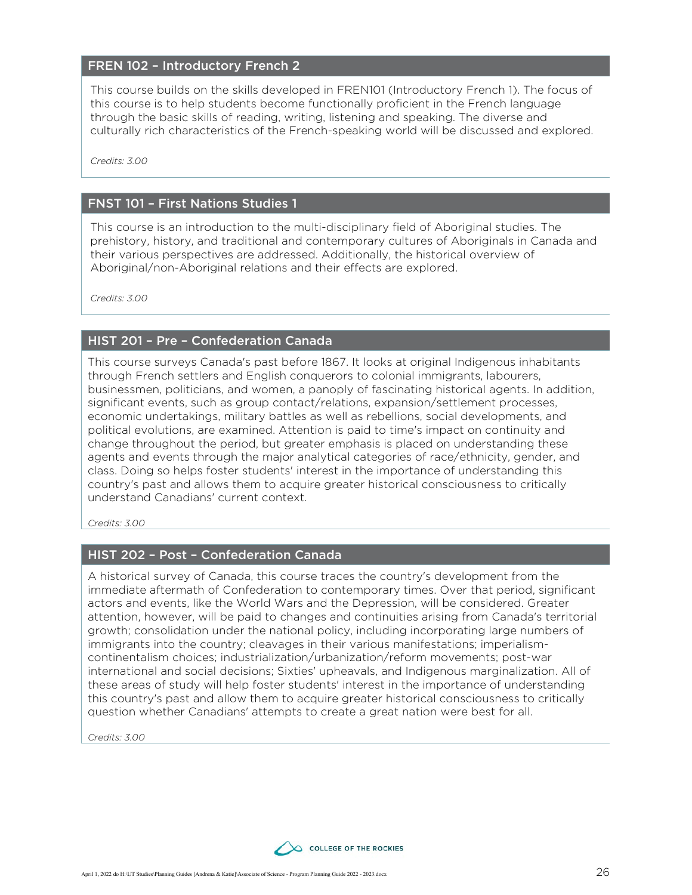## FREN 102 – Introductory French 2

This course builds on the skills developed in FREN101 (Introductory French 1). The focus of this course is to help students become functionally proficient in the French language through the basic skills of reading, writing, listening and speaking. The diverse and culturally rich characteristics of the French-speaking world will be discussed and explored.

*Credits: 3.00*

## FNST 101 – First Nations Studies 1

This course is an introduction to the multi-disciplinary field of Aboriginal studies. The prehistory, history, and traditional and contemporary cultures of Aboriginals in Canada and their various perspectives are addressed. Additionally, the historical overview of Aboriginal/non-Aboriginal relations and their effects are explored.

*Credits: 3.00*

## HIST 201 – Pre – Confederation Canada

This course surveys Canada's past before 1867. It looks at original Indigenous inhabitants through French settlers and English conquerors to colonial immigrants, labourers, businessmen, politicians, and women, a panoply of fascinating historical agents. In addition, significant events, such as group contact/relations, expansion/settlement processes, economic undertakings, military battles as well as rebellions, social developments, and political evolutions, are examined. Attention is paid to time's impact on continuity and change throughout the period, but greater emphasis is placed on understanding these agents and events through the major analytical categories of race/ethnicity, gender, and class. Doing so helps foster students' interest in the importance of understanding this country's past and allows them to acquire greater historical consciousness to critically understand Canadians' current context.

*Credits: 3.00*

## HIST 202 – Post – Confederation Canada

A historical survey of Canada, this course traces the country's development from the immediate aftermath of Confederation to contemporary times. Over that period, significant actors and events, like the World Wars and the Depression, will be considered. Greater attention, however, will be paid to changes and continuities arising from Canada's territorial growth; consolidation under the national policy, including incorporating large numbers of immigrants into the country; cleavages in their various manifestations; imperialism-continentalism choices; industrialization/urbanization/reform movements; post-war international and social decisions; Sixties' upheavals, and Indigenous marginalization. All of these areas of study will help foster students' interest in the importance of understanding this country's past and allow them to acquire greater historical consciousness to critically question whether Canadians' attempts to create a great nation were best for all.

*Credits: 3.00*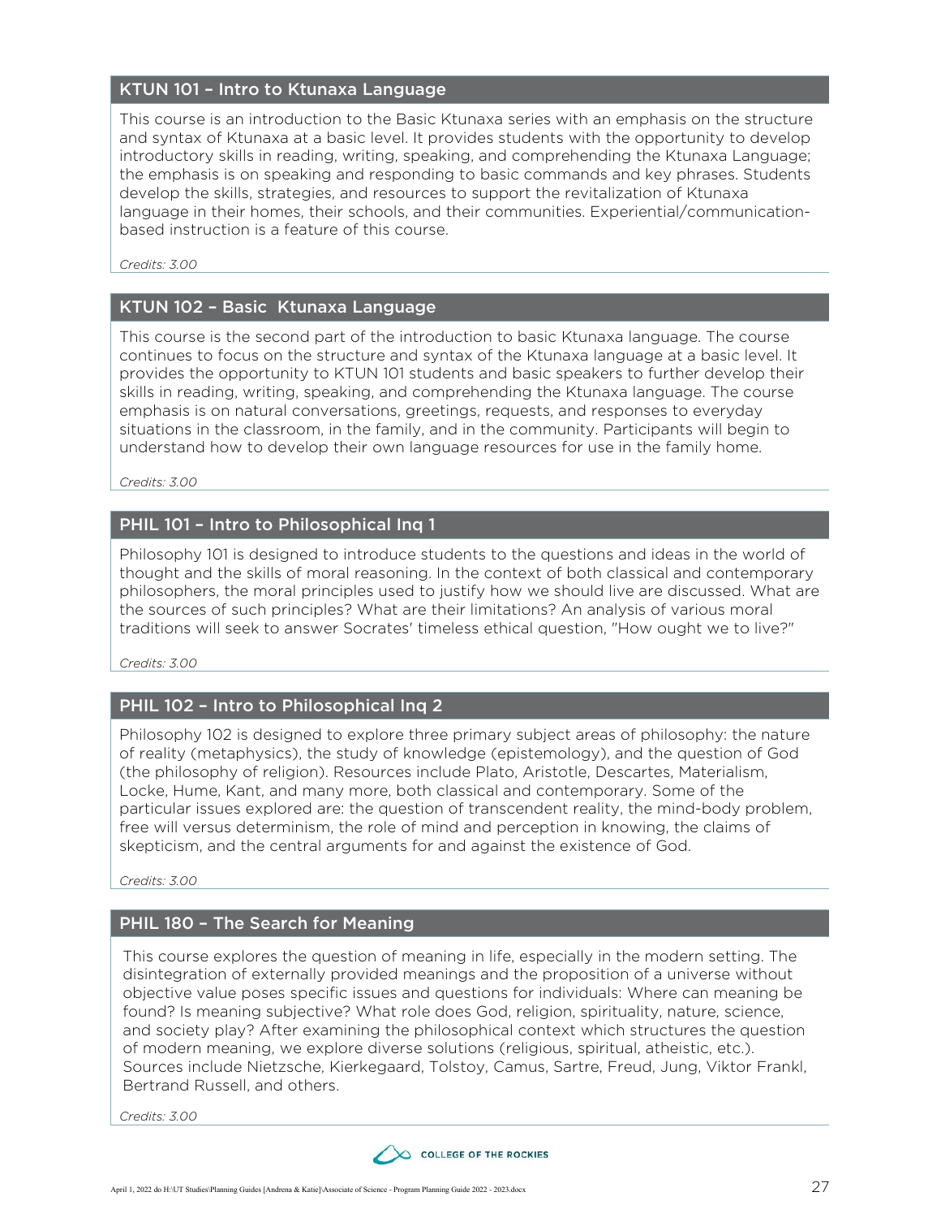### KTUN 101 – Intro to Ktunaxa Language

This course is an introduction to the Basic Ktunaxa series with an emphasis on the structure and syntax of Ktunaxa at a basic level. It provides students with the opportunity to develop introductory skills in reading, writing, speaking, and comprehending the Ktunaxa Language; the emphasis is on speaking and responding to basic commands and key phrases. Students develop the skills, strategies, and resources to support the revitalization of Ktunaxa language in their homes, their schools, and their communities. Experiential/communication-based instruction is a feature of this course.

*Credits: 3.00*

### KTUN 102 – Basic Ktunaxa Language

This course is the second part of the introduction to basic Ktunaxa language. The course continues to focus on the structure and syntax of the Ktunaxa language at a basic level. It provides the opportunity to KTUN 101 students and basic speakers to further develop their skills in reading, writing, speaking, and comprehending the Ktunaxa language. The course emphasis is on natural conversations, greetings, requests, and responses to everyday situations in the classroom, in the family, and in the community. Participants will begin to understand how to develop their own language resources for use in the family home.

*Credits: 3.00*

### PHIL 101 – Intro to Philosophical Inq 1

Philosophy 101 is designed to introduce students to the questions and ideas in the world of thought and the skills of moral reasoning. In the context of both classical and contemporary philosophers, the moral principles used to justify how we should live are discussed. What are the sources of such principles? What are their limitations? An analysis of various moral traditions will seek to answer Socrates' timeless ethical question, "How ought we to live?"

*Credits: 3.00*

### PHIL 102 – Intro to Philosophical Inq 2

Philosophy 102 is designed to explore three primary subject areas of philosophy: the nature of reality (metaphysics), the study of knowledge (epistemology), and the question of God (the philosophy of religion). Resources include Plato, Aristotle, Descartes, Materialism, Locke, Hume, Kant, and many more, both classical and contemporary. Some of the particular issues explored are: the question of transcendent reality, the mind-body problem, free will versus determinism, the role of mind and perception in knowing, the claims of skepticism, and the central arguments for and against the existence of God.

*Credits: 3.00*

### PHIL 180 – The Search for Meaning

This course explores the question of meaning in life, especially in the modern setting. The disintegration of externally provided meanings and the proposition of a universe without objective value poses specific issues and questions for individuals: Where can meaning be found? Is meaning subjective? What role does God, religion, spirituality, nature, science, and society play? After examining the philosophical context which structures the question of modern meaning, we explore diverse solutions (religious, spiritual, atheistic, etc.). Sources include Nietzsche, Kierkegaard, Tolstoy, Camus, Sartre, Freud, Jung, Viktor Frankl, Bertrand Russell, and others.

*Credits: 3.00*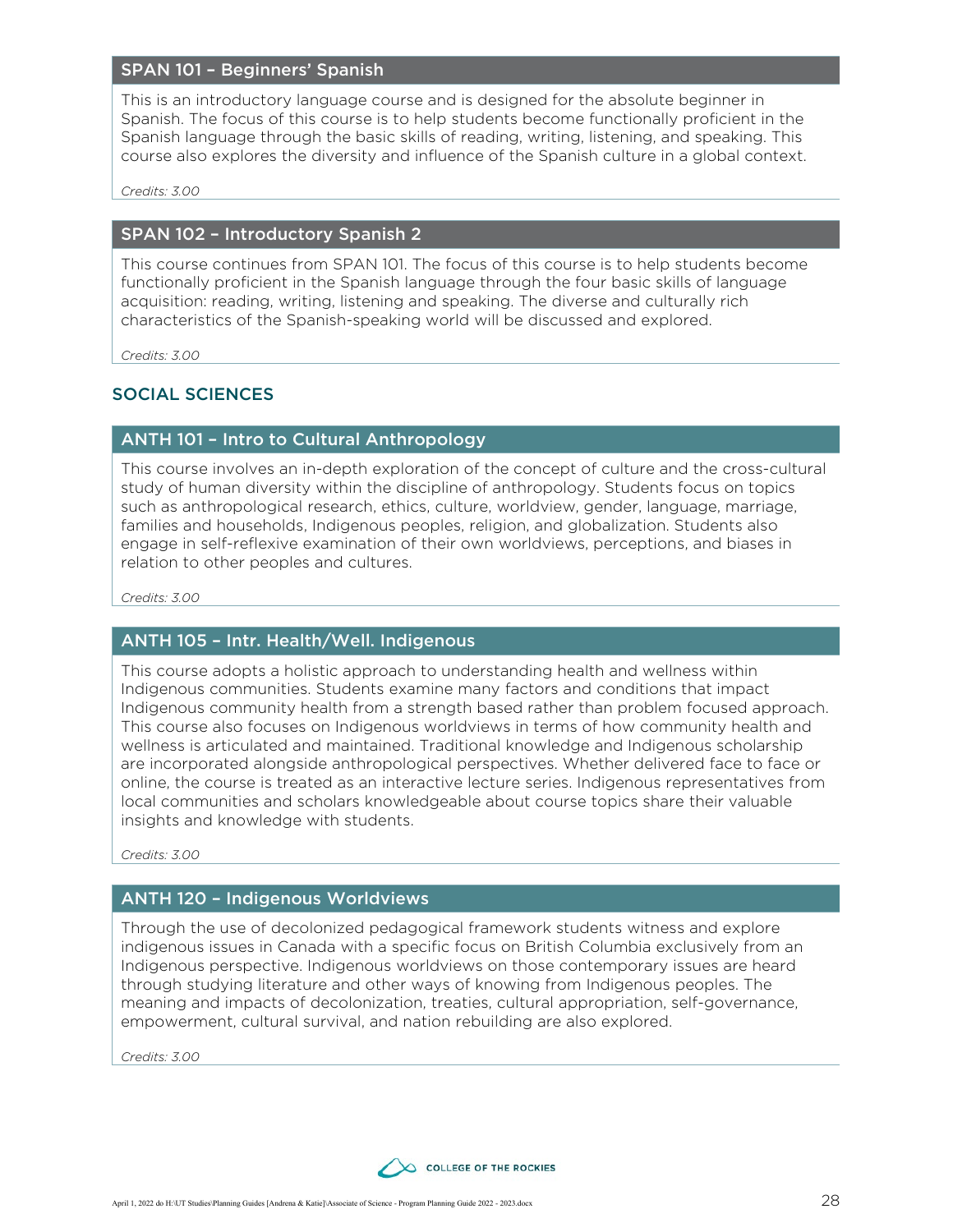### SPAN 101 – Beginners' Spanish

This is an introductory language course and is designed for the absolute beginner in Spanish. The focus of this course is to help students become functionally proficient in the Spanish language through the basic skills of reading, writing, listening, and speaking. This course also explores the diversity and influence of the Spanish culture in a global context.

*Credits: 3.00*

### SPAN 102 – Introductory Spanish 2

This course continues from SPAN 101. The focus of this course is to help students become functionally proficient in the Spanish language through the four basic skills of language acquisition: reading, writing, listening and speaking. The diverse and culturally rich characteristics of the Spanish-speaking world will be discussed and explored.

*Credits: 3.00*

## SOCIAL SCIENCES

### ANTH 101 – Intro to Cultural Anthropology

This course involves an in-depth exploration of the concept of culture and the cross-cultural study of human diversity within the discipline of anthropology. Students focus on topics such as anthropological research, ethics, culture, worldview, gender, language, marriage, families and households, Indigenous peoples, religion, and globalization. Students also engage in self-reflexive examination of their own worldviews, perceptions, and biases in relation to other peoples and cultures.

*Credits: 3.00*

### ANTH 105 – Intr. Health/Well. Indigenous

This course adopts a holistic approach to understanding health and wellness within Indigenous communities. Students examine many factors and conditions that impact Indigenous community health from a strength based rather than problem focused approach. This course also focuses on Indigenous worldviews in terms of how community health and wellness is articulated and maintained. Traditional knowledge and Indigenous scholarship are incorporated alongside anthropological perspectives. Whether delivered face to face or online, the course is treated as an interactive lecture series. Indigenous representatives from local communities and scholars knowledgeable about course topics share their valuable insights and knowledge with students.

*Credits: 3.00*

### ANTH 120 – Indigenous Worldviews

Through the use of decolonized pedagogical framework students witness and explore indigenous issues in Canada with a specific focus on British Columbia exclusively from an Indigenous perspective. Indigenous worldviews on those contemporary issues are heard through studying literature and other ways of knowing from Indigenous peoples. The meaning and impacts of decolonization, treaties, cultural appropriation, self-governance, empowerment, cultural survival, and nation rebuilding are also explored.

*Credits: 3.00*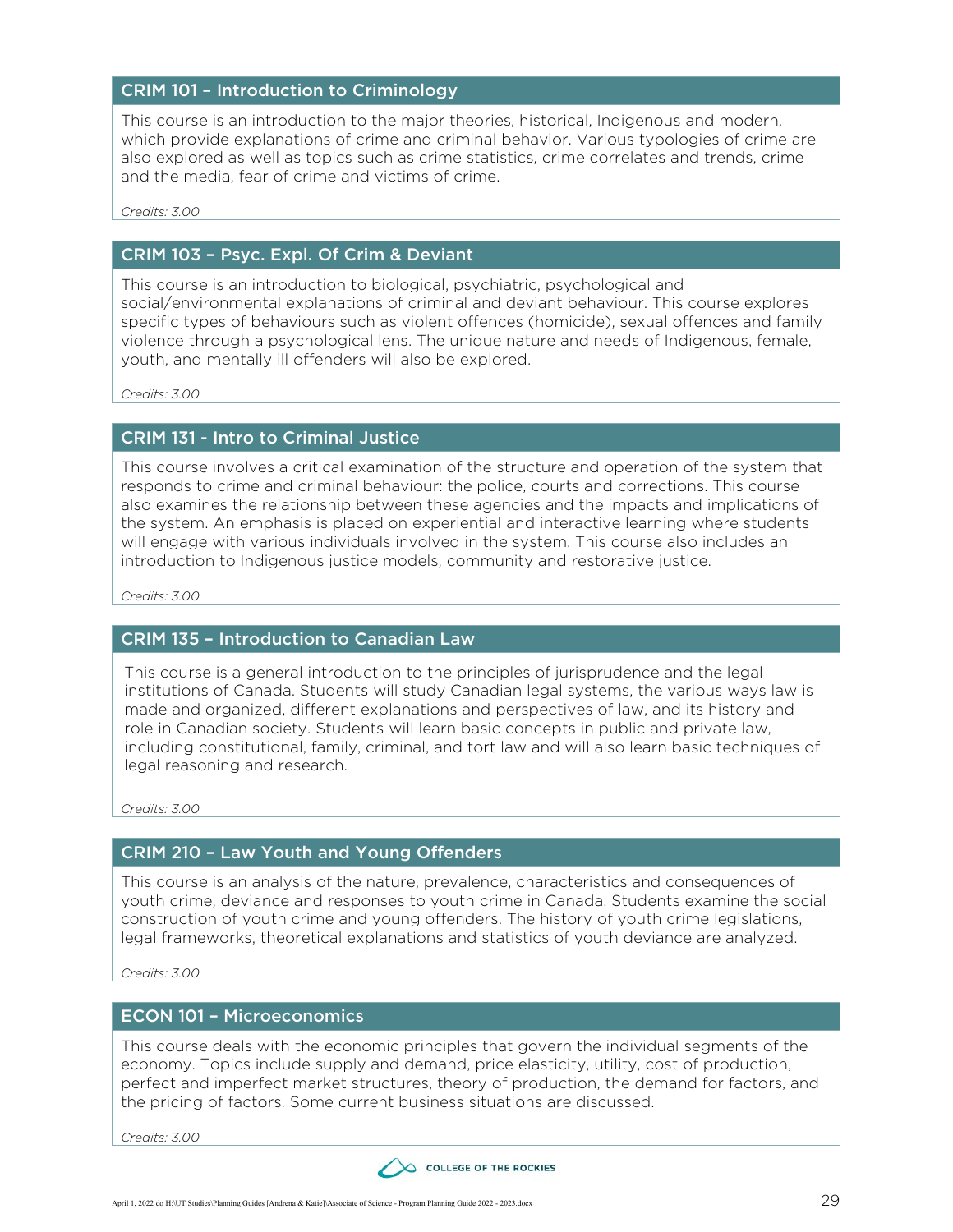## CRIM 101 – Introduction to Criminology

This course is an introduction to the major theories, historical, Indigenous and modern, which provide explanations of crime and criminal behavior. Various typologies of crime are also explored as well as topics such as crime statistics, crime correlates and trends, crime and the media, fear of crime and victims of crime.

*Credits: 3.00*

## CRIM 103 – Psyc. Expl. Of Crim & Deviant

This course is an introduction to biological, psychiatric, psychological and social/environmental explanations of criminal and deviant behaviour. This course explores specific types of behaviours such as violent offences (homicide), sexual offences and family violence through a psychological lens. The unique nature and needs of Indigenous, female, youth, and mentally ill offenders will also be explored.

*Credits: 3.00*

## CRIM 131 - Intro to Criminal Justice

This course involves a critical examination of the structure and operation of the system that responds to crime and criminal behaviour: the police, courts and corrections. This course also examines the relationship between these agencies and the impacts and implications of the system. An emphasis is placed on experiential and interactive learning where students will engage with various individuals involved in the system. This course also includes an introduction to Indigenous justice models, community and restorative justice.

*Credits: 3.00*

## CRIM 135 – Introduction to Canadian Law

This course is a general introduction to the principles of jurisprudence and the legal institutions of Canada. Students will study Canadian legal systems, the various ways law is made and organized, different explanations and perspectives of law, and its history and role in Canadian society. Students will learn basic concepts in public and private law, including constitutional, family, criminal, and tort law and will also learn basic techniques of legal reasoning and research.

*Credits: 3.00*

## CRIM 210 – Law Youth and Young Offenders

This course is an analysis of the nature, prevalence, characteristics and consequences of youth crime, deviance and responses to youth crime in Canada. Students examine the social construction of youth crime and young offenders. The history of youth crime legislations, legal frameworks, theoretical explanations and statistics of youth deviance are analyzed.

*Credits: 3.00*

## ECON 101 – Microeconomics

This course deals with the economic principles that govern the individual segments of the economy. Topics include supply and demand, price elasticity, utility, cost of production, perfect and imperfect market structures, theory of production, the demand for factors, and the pricing of factors. Some current business situations are discussed.

*Credits: 3.00*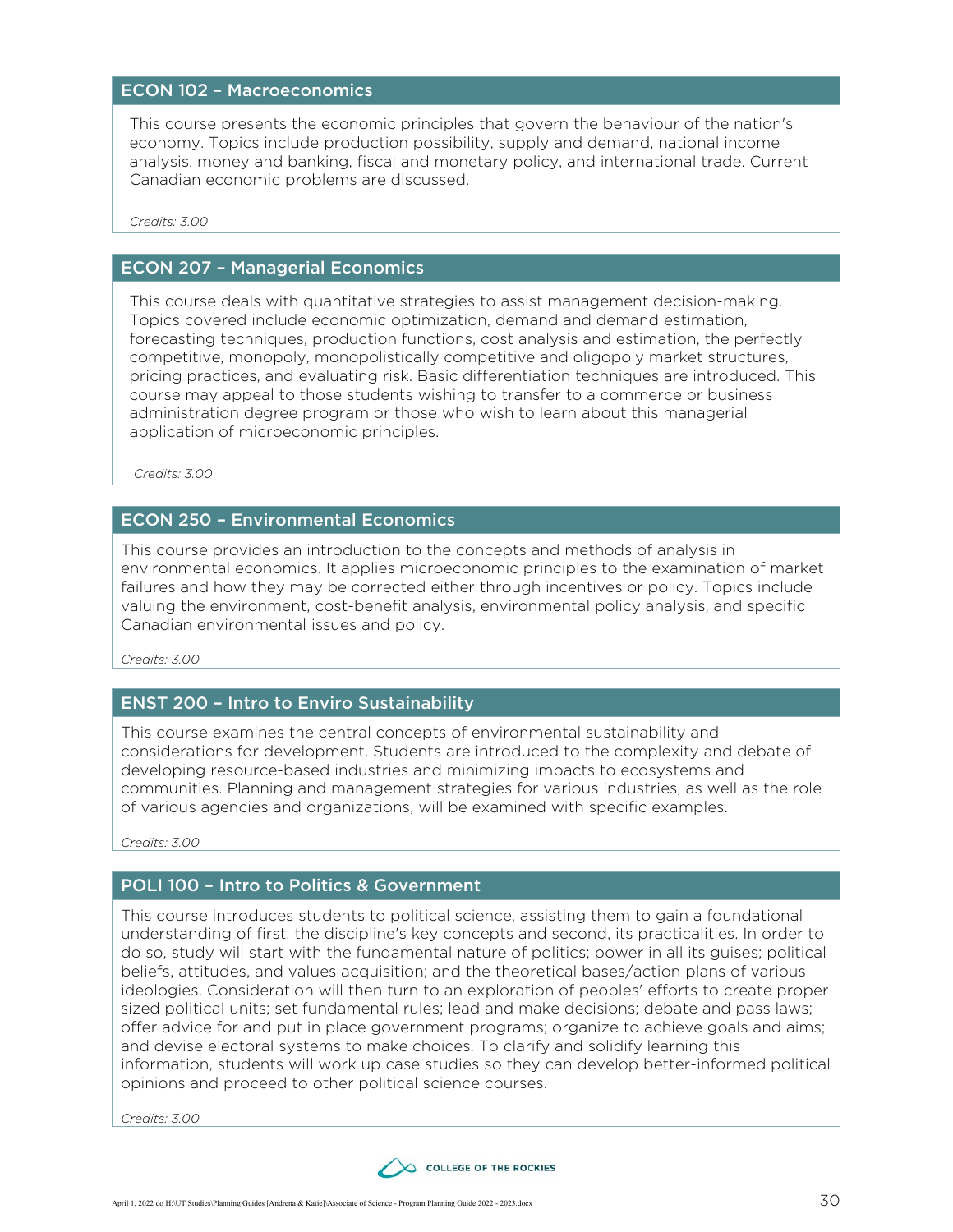## ECON 102 – Macroeconomics

This course presents the economic principles that govern the behaviour of the nation's economy. Topics include production possibility, supply and demand, national income analysis, money and banking, fiscal and monetary policy, and international trade. Current Canadian economic problems are discussed.

*Credits: 3.00*

## ECON 207 – Managerial Economics

This course deals with quantitative strategies to assist management decision-making. Topics covered include economic optimization, demand and demand estimation, forecasting techniques, production functions, cost analysis and estimation, the perfectly competitive, monopoly, monopolistically competitive and oligopoly market structures, pricing practices, and evaluating risk. Basic differentiation techniques are introduced. This course may appeal to those students wishing to transfer to a commerce or business administration degree program or those who wish to learn about this managerial application of microeconomic principles.

*Credits: 3.00*

## ECON 250 – Environmental Economics

This course provides an introduction to the concepts and methods of analysis in environmental economics. It applies microeconomic principles to the examination of market failures and how they may be corrected either through incentives or policy. Topics include valuing the environment, cost-benefit analysis, environmental policy analysis, and specific Canadian environmental issues and policy.

*Credits: 3.00*

## ENST 200 – Intro to Enviro Sustainability

This course examines the central concepts of environmental sustainability and considerations for development. Students are introduced to the complexity and debate of developing resource-based industries and minimizing impacts to ecosystems and communities. Planning and management strategies for various industries, as well as the role of various agencies and organizations, will be examined with specific examples.

*Credits: 3.00*

## POLI 100 – Intro to Politics & Government

This course introduces students to political science, assisting them to gain a foundational understanding of first, the discipline's key concepts and second, its practicalities. In order to do so, study will start with the fundamental nature of politics; power in all its guises; political beliefs, attitudes, and values acquisition; and the theoretical bases/action plans of various ideologies. Consideration will then turn to an exploration of peoples' efforts to create proper sized political units; set fundamental rules; lead and make decisions; debate and pass laws; offer advice for and put in place government programs; organize to achieve goals and aims; and devise electoral systems to make choices. To clarify and solidify learning this information, students will work up case studies so they can develop better-informed political opinions and proceed to other political science courses.

*Credits: 3.00*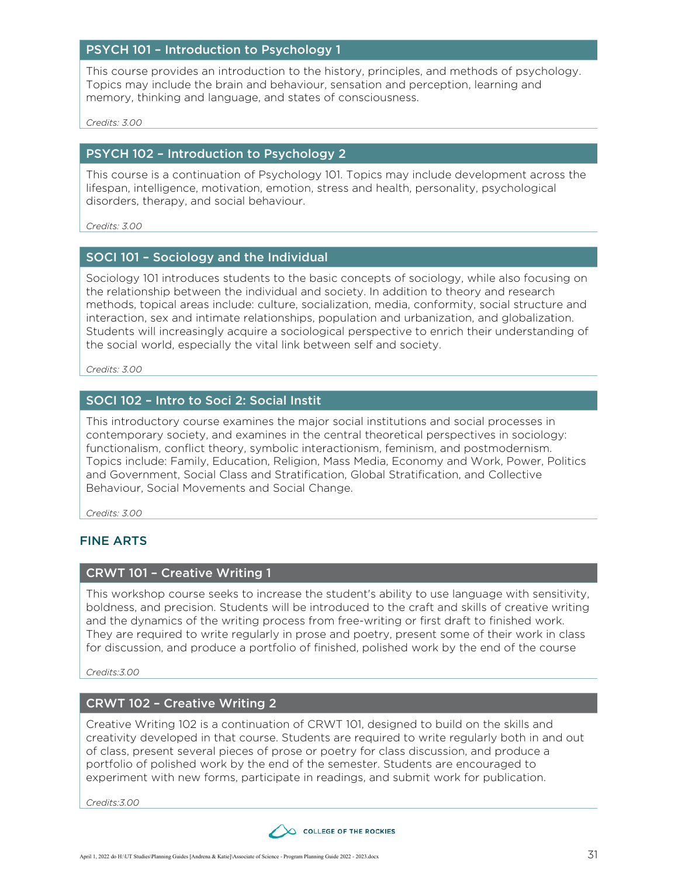### PSYCH 101 – Introduction to Psychology 1

This course provides an introduction to the history, principles, and methods of psychology. Topics may include the brain and behaviour, sensation and perception, learning and memory, thinking and language, and states of consciousness.

*Credits: 3.00*

### PSYCH 102 – Introduction to Psychology 2

This course is a continuation of Psychology 101. Topics may include development across the lifespan, intelligence, motivation, emotion, stress and health, personality, psychological disorders, therapy, and social behaviour.

*Credits: 3.00*

### SOCI 101 – Sociology and the Individual

Sociology 101 introduces students to the basic concepts of sociology, while also focusing on the relationship between the individual and society. In addition to theory and research methods, topical areas include: culture, socialization, media, conformity, social structure and interaction, sex and intimate relationships, population and urbanization, and globalization. Students will increasingly acquire a sociological perspective to enrich their understanding of the social world, especially the vital link between self and society.

*Credits: 3.00*

### SOCI 102 – Intro to Soci 2: Social Instit

This introductory course examines the major social institutions and social processes in contemporary society, and examines in the central theoretical perspectives in sociology: functionalism, conflict theory, symbolic interactionism, feminism, and postmodernism. Topics include: Family, Education, Religion, Mass Media, Economy and Work, Power, Politics and Government, Social Class and Stratification, Global Stratification, and Collective Behaviour, Social Movements and Social Change.

*Credits: 3.00*

## FINE ARTS

### CRWT 101 – Creative Writing 1

This workshop course seeks to increase the student's ability to use language with sensitivity, boldness, and precision. Students will be introduced to the craft and skills of creative writing and the dynamics of the writing process from free-writing or first draft to finished work. They are required to write regularly in prose and poetry, present some of their work in class for discussion, and produce a portfolio of finished, polished work by the end of the course

*Credits:3.00*

### CRWT 102 – Creative Writing 2

Creative Writing 102 is a continuation of CRWT 101, designed to build on the skills and creativity developed in that course. Students are required to write regularly both in and out of class, present several pieces of prose or poetry for class discussion, and produce a portfolio of polished work by the end of the semester. Students are encouraged to experiment with new forms, participate in readings, and submit work for publication.

*Credits:3.00*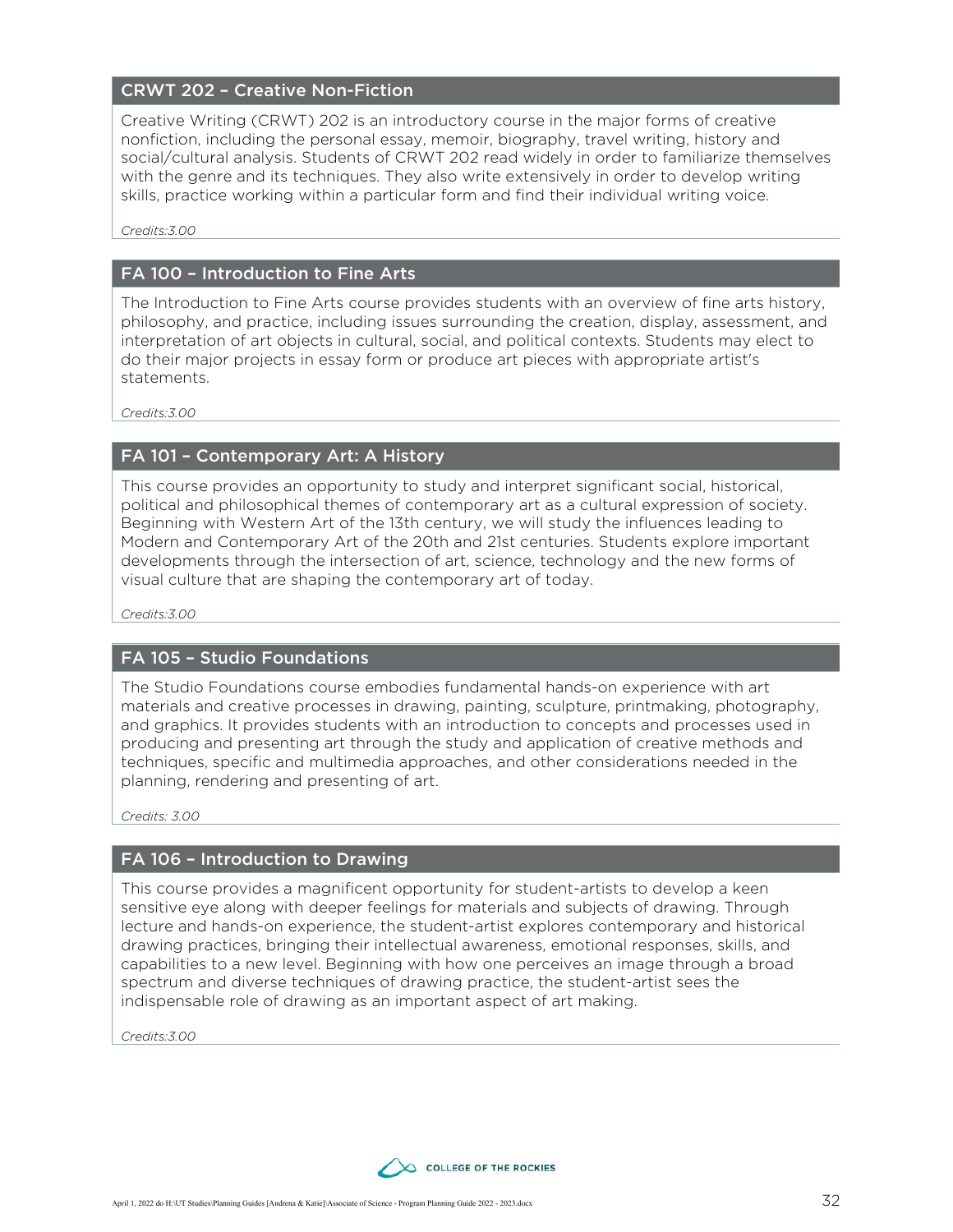## CRWT 202 – Creative Non-Fiction

Creative Writing (CRWT) 202 is an introductory course in the major forms of creative nonfiction, including the personal essay, memoir, biography, travel writing, history and social/cultural analysis. Students of CRWT 202 read widely in order to familiarize themselves with the genre and its techniques. They also write extensively in order to develop writing skills, practice working within a particular form and find their individual writing voice.

*Credits:3.00*

## FA 100 – Introduction to Fine Arts

The Introduction to Fine Arts course provides students with an overview of fine arts history, philosophy, and practice, including issues surrounding the creation, display, assessment, and interpretation of art objects in cultural, social, and political contexts. Students may elect to do their major projects in essay form or produce art pieces with appropriate artist's statements.

*Credits:3.00*

## FA 101 – Contemporary Art: A History

This course provides an opportunity to study and interpret significant social, historical, political and philosophical themes of contemporary art as a cultural expression of society. Beginning with Western Art of the 13th century, we will study the influences leading to Modern and Contemporary Art of the 20th and 21st centuries. Students explore important developments through the intersection of art, science, technology and the new forms of visual culture that are shaping the contemporary art of today.

*Credits:3.00*

## FA 105 – Studio Foundations

The Studio Foundations course embodies fundamental hands-on experience with art materials and creative processes in drawing, painting, sculpture, printmaking, photography, and graphics. It provides students with an introduction to concepts and processes used in producing and presenting art through the study and application of creative methods and techniques, specific and multimedia approaches, and other considerations needed in the planning, rendering and presenting of art.

*Credits: 3.00*

## FA 106 – Introduction to Drawing

This course provides a magnificent opportunity for student-artists to develop a keen sensitive eye along with deeper feelings for materials and subjects of drawing. Through lecture and hands-on experience, the student-artist explores contemporary and historical drawing practices, bringing their intellectual awareness, emotional responses, skills, and capabilities to a new level. Beginning with how one perceives an image through a broad spectrum and diverse techniques of drawing practice, the student-artist sees the indispensable role of drawing as an important aspect of art making.

*Credits:3.00*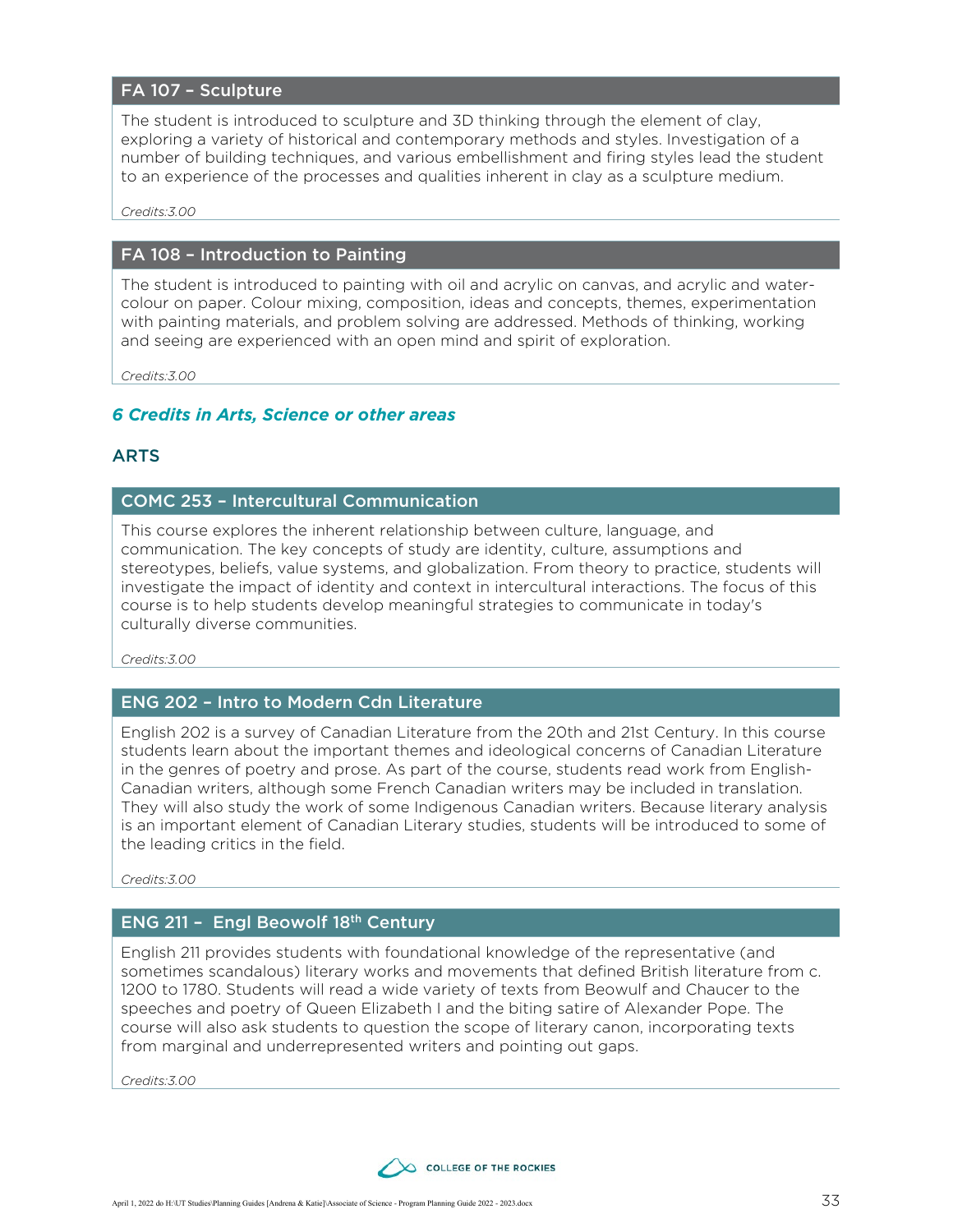### FA 107 – Sculpture

The student is introduced to sculpture and 3D thinking through the element of clay, exploring a variety of historical and contemporary methods and styles. Investigation of a number of building techniques, and various embellishment and firing styles lead the student to an experience of the processes and qualities inherent in clay as a sculpture medium.

*Credits:3.00*

### FA 108 – Introduction to Painting

The student is introduced to painting with oil and acrylic on canvas, and acrylic and water-colour on paper. Colour mixing, composition, ideas and concepts, themes, experimentation with painting materials, and problem solving are addressed. Methods of thinking, working and seeing are experienced with an open mind and spirit of exploration.

*Credits:3.00*

## *6 Credits in Arts, Science or other areas*

## ARTS

### COMC 253 – Intercultural Communication

This course explores the inherent relationship between culture, language, and communication. The key concepts of study are identity, culture, assumptions and stereotypes, beliefs, value systems, and globalization. From theory to practice, students will investigate the impact of identity and context in intercultural interactions. The focus of this course is to help students develop meaningful strategies to communicate in today's culturally diverse communities.

*Credits:3.00*

### ENG 202 – Intro to Modern Cdn Literature

English 202 is a survey of Canadian Literature from the 20th and 21st Century. In this course students learn about the important themes and ideological concerns of Canadian Literature in the genres of poetry and prose. As part of the course, students read work from English-Canadian writers, although some French Canadian writers may be included in translation. They will also study the work of some Indigenous Canadian writers. Because literary analysis is an important element of Canadian Literary studies, students will be introduced to some of the leading critics in the field.

*Credits:3.00*

### ENG 211 – Engl Beowolf 18th Century

English 211 provides students with foundational knowledge of the representative (and sometimes scandalous) literary works and movements that defined British literature from c. 1200 to 1780. Students will read a wide variety of texts from Beowulf and Chaucer to the speeches and poetry of Queen Elizabeth I and the biting satire of Alexander Pope. The course will also ask students to question the scope of literary canon, incorporating texts from marginal and underrepresented writers and pointing out gaps.

*Credits:3.00*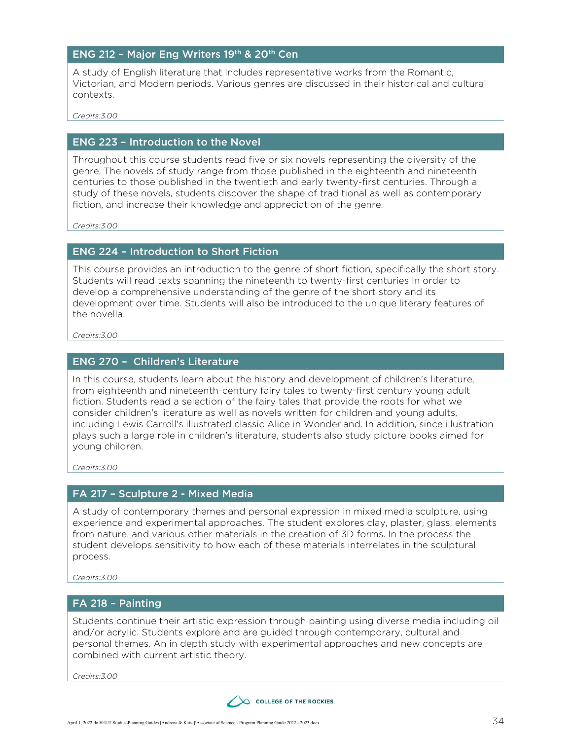## ENG 212 – Major Eng Writers 19th & 20th Cen

A study of English literature that includes representative works from the Romantic, Victorian, and Modern periods. Various genres are discussed in their historical and cultural contexts.

*Credits:3.00*

## ENG 223 – Introduction to the Novel

Throughout this course students read five or six novels representing the diversity of the genre. The novels of study range from those published in the eighteenth and nineteenth centuries to those published in the twentieth and early twenty-first centuries. Through a study of these novels, students discover the shape of traditional as well as contemporary fiction, and increase their knowledge and appreciation of the genre.

*Credits:3.00*

## ENG 224 – Introduction to Short Fiction

This course provides an introduction to the genre of short fiction, specifically the short story. Students will read texts spanning the nineteenth to twenty-first centuries in order to develop a comprehensive understanding of the genre of the short story and its development over time. Students will also be introduced to the unique literary features of the novella.

*Credits:3.00*

## ENG 270 – Children's Literature

In this course, students learn about the history and development of children's literature, from eighteenth and nineteenth-century fairy tales to twenty-first century young adult fiction. Students read a selection of the fairy tales that provide the roots for what we consider children's literature as well as novels written for children and young adults, including Lewis Carroll's illustrated classic Alice in Wonderland. In addition, since illustration plays such a large role in children's literature, students also study picture books aimed for young children.

*Credits:3.00*

## FA 217 – Sculpture 2 - Mixed Media

A study of contemporary themes and personal expression in mixed media sculpture, using experience and experimental approaches. The student explores clay, plaster, glass, elements from nature, and various other materials in the creation of 3D forms. In the process the student develops sensitivity to how each of these materials interrelates in the sculptural process.

*Credits:3.00*

## FA 218 – Painting

Students continue their artistic expression through painting using diverse media including oil and/or acrylic. Students explore and are guided through contemporary, cultural and personal themes. An in depth study with experimental approaches and new concepts are combined with current artistic theory.

*Credits:3.00*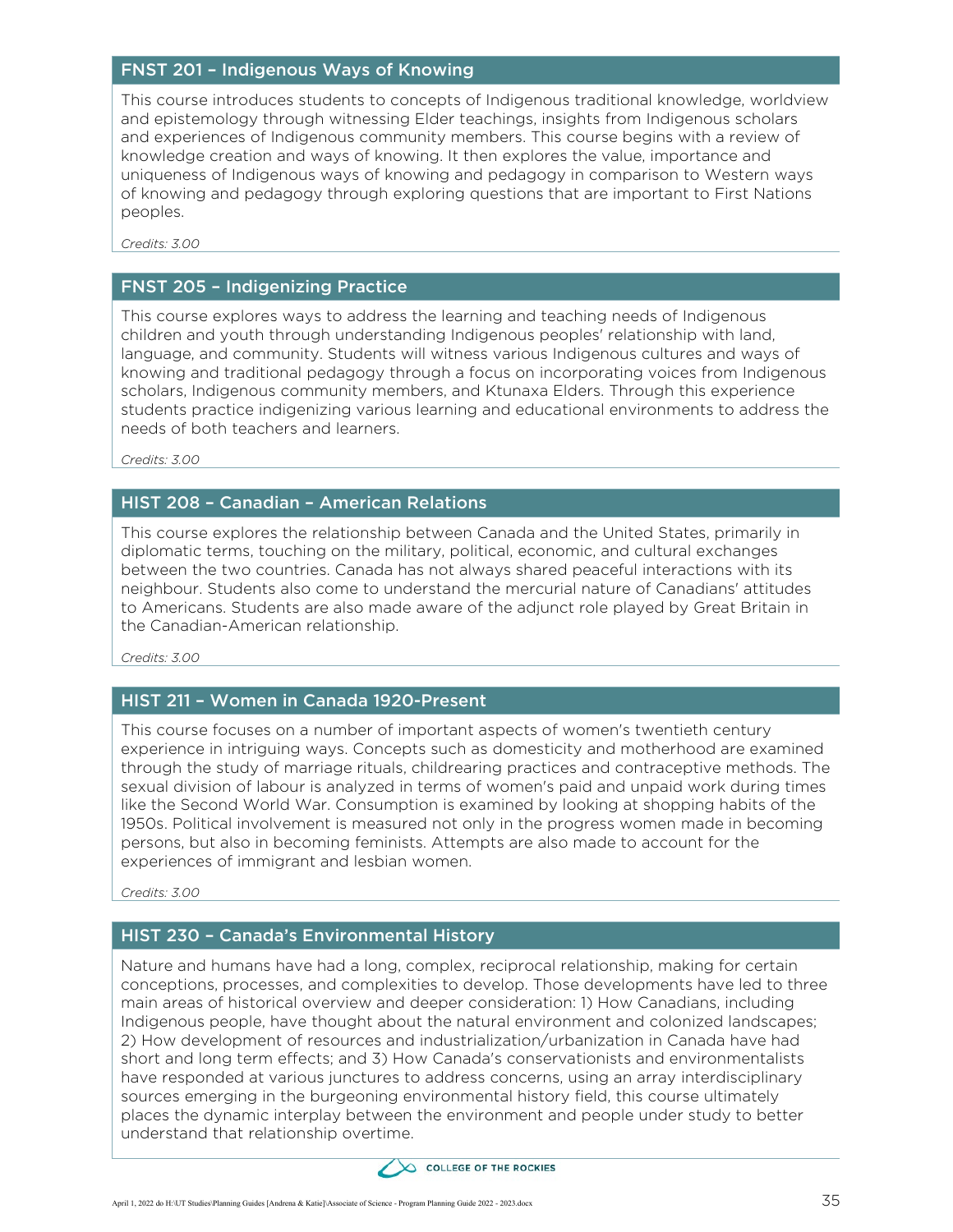## FNST 201 – Indigenous Ways of Knowing

This course introduces students to concepts of Indigenous traditional knowledge, worldview and epistemology through witnessing Elder teachings, insights from Indigenous scholars and experiences of Indigenous community members. This course begins with a review of knowledge creation and ways of knowing. It then explores the value, importance and uniqueness of Indigenous ways of knowing and pedagogy in comparison to Western ways of knowing and pedagogy through exploring questions that are important to First Nations peoples.

*Credits: 3.00*

## FNST 205 – Indigenizing Practice

This course explores ways to address the learning and teaching needs of Indigenous children and youth through understanding Indigenous peoples' relationship with land, language, and community. Students will witness various Indigenous cultures and ways of knowing and traditional pedagogy through a focus on incorporating voices from Indigenous scholars, Indigenous community members, and Ktunaxa Elders. Through this experience students practice indigenizing various learning and educational environments to address the needs of both teachers and learners.

*Credits: 3.00*

## HIST 208 – Canadian – American Relations

This course explores the relationship between Canada and the United States, primarily in diplomatic terms, touching on the military, political, economic, and cultural exchanges between the two countries. Canada has not always shared peaceful interactions with its neighbour. Students also come to understand the mercurial nature of Canadians' attitudes to Americans. Students are also made aware of the adjunct role played by Great Britain in the Canadian-American relationship.

*Credits: 3.00*

## HIST 211 – Women in Canada 1920-Present

This course focuses on a number of important aspects of women's twentieth century experience in intriguing ways. Concepts such as domesticity and motherhood are examined through the study of marriage rituals, childrearing practices and contraceptive methods. The sexual division of labour is analyzed in terms of women's paid and unpaid work during times like the Second World War. Consumption is examined by looking at shopping habits of the 1950s. Political involvement is measured not only in the progress women made in becoming persons, but also in becoming feminists. Attempts are also made to account for the experiences of immigrant and lesbian women.

*Credits: 3.00*

## HIST 230 – Canada's Environmental History

Nature and humans have had a long, complex, reciprocal relationship, making for certain conceptions, processes, and complexities to develop. Those developments have led to three main areas of historical overview and deeper consideration: 1) How Canadians, including Indigenous people, have thought about the natural environment and colonized landscapes; 2) How development of resources and industrialization/urbanization in Canada have had short and long term effects; and 3) How Canada's conservationists and environmentalists have responded at various junctures to address concerns, using an array interdisciplinary sources emerging in the burgeoning environmental history field, this course ultimately places the dynamic interplay between the environment and people under study to better understand that relationship overtime.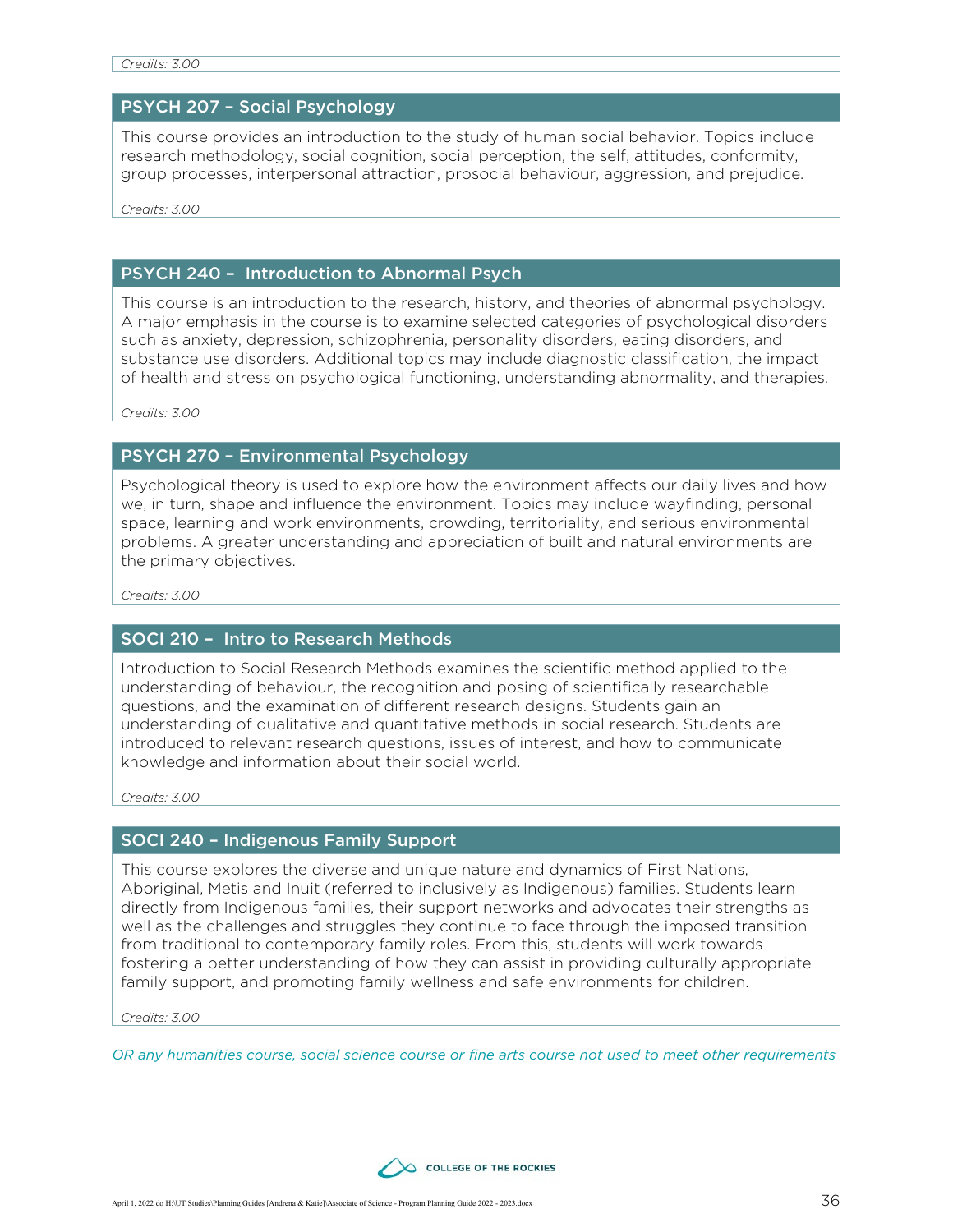*Credits: 3.00*

### PSYCH 207 – Social Psychology

This course provides an introduction to the study of human social behavior. Topics include research methodology, social cognition, social perception, the self, attitudes, conformity, group processes, interpersonal attraction, prosocial behaviour, aggression, and prejudice.

*Credits: 3.00*

### PSYCH 240 – Introduction to Abnormal Psych

This course is an introduction to the research, history, and theories of abnormal psychology. A major emphasis in the course is to examine selected categories of psychological disorders such as anxiety, depression, schizophrenia, personality disorders, eating disorders, and substance use disorders. Additional topics may include diagnostic classification, the impact of health and stress on psychological functioning, understanding abnormality, and therapies.

*Credits: 3.00*

### PSYCH 270 – Environmental Psychology

Psychological theory is used to explore how the environment affects our daily lives and how we, in turn, shape and influence the environment. Topics may include wayfinding, personal space, learning and work environments, crowding, territoriality, and serious environmental problems. A greater understanding and appreciation of built and natural environments are the primary objectives.

*Credits: 3.00*

### SOCI 210 – Intro to Research Methods

Introduction to Social Research Methods examines the scientific method applied to the understanding of behaviour, the recognition and posing of scientifically researchable questions, and the examination of different research designs. Students gain an understanding of qualitative and quantitative methods in social research. Students are introduced to relevant research questions, issues of interest, and how to communicate knowledge and information about their social world.

*Credits: 3.00*

### SOCI 240 – Indigenous Family Support

This course explores the diverse and unique nature and dynamics of First Nations, Aboriginal, Metis and Inuit (referred to inclusively as Indigenous) families. Students learn directly from Indigenous families, their support networks and advocates their strengths as well as the challenges and struggles they continue to face through the imposed transition from traditional to contemporary family roles. From this, students will work towards fostering a better understanding of how they can assist in providing culturally appropriate family support, and promoting family wellness and safe environments for children.

*Credits: 3.00*

*OR any humanities course, social science course or fine arts course not used to meet other requirements*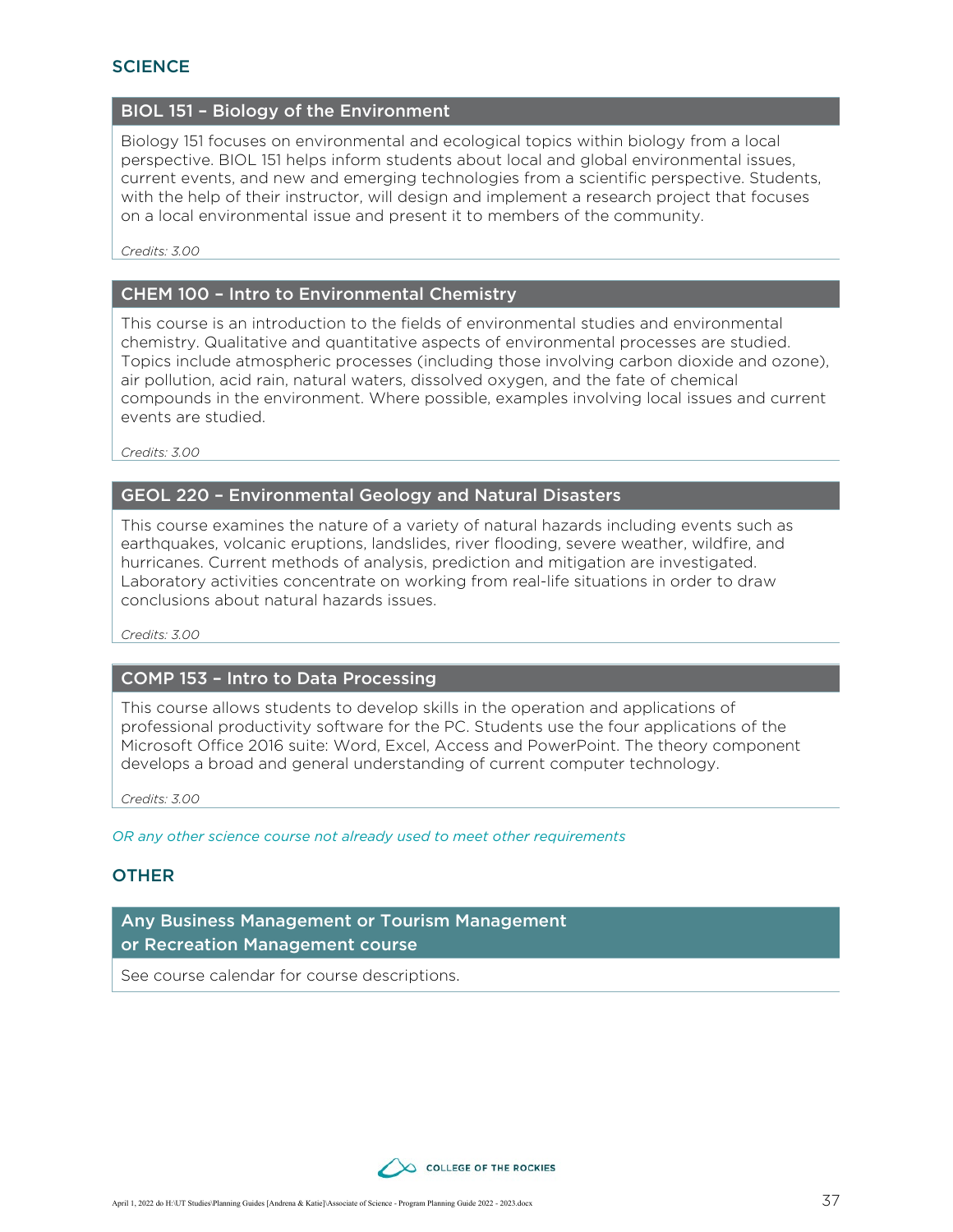## SCIENCE

### BIOL 151 – Biology of the Environment

Biology 151 focuses on environmental and ecological topics within biology from a local perspective. BIOL 151 helps inform students about local and global environmental issues, current events, and new and emerging technologies from a scientific perspective. Students, with the help of their instructor, will design and implement a research project that focuses on a local environmental issue and present it to members of the community.

*Credits: 3.00*

### CHEM 100 – Intro to Environmental Chemistry

This course is an introduction to the fields of environmental studies and environmental chemistry. Qualitative and quantitative aspects of environmental processes are studied. Topics include atmospheric processes (including those involving carbon dioxide and ozone), air pollution, acid rain, natural waters, dissolved oxygen, and the fate of chemical compounds in the environment. Where possible, examples involving local issues and current events are studied.

*Credits: 3.00*

### GEOL 220 – Environmental Geology and Natural Disasters

This course examines the nature of a variety of natural hazards including events such as earthquakes, volcanic eruptions, landslides, river flooding, severe weather, wildfire, and hurricanes. Current methods of analysis, prediction and mitigation are investigated. Laboratory activities concentrate on working from real-life situations in order to draw conclusions about natural hazards issues.

*Credits: 3.00*

### COMP 153 – Intro to Data Processing

This course allows students to develop skills in the operation and applications of professional productivity software for the PC. Students use the four applications of the Microsoft Office 2016 suite: Word, Excel, Access and PowerPoint. The theory component develops a broad and general understanding of current computer technology.

*Credits: 3.00*

*OR any other science course not already used to meet other requirements*

## OTHER

### Any Business Management or Tourism Management or Recreation Management course

See course calendar for course descriptions.